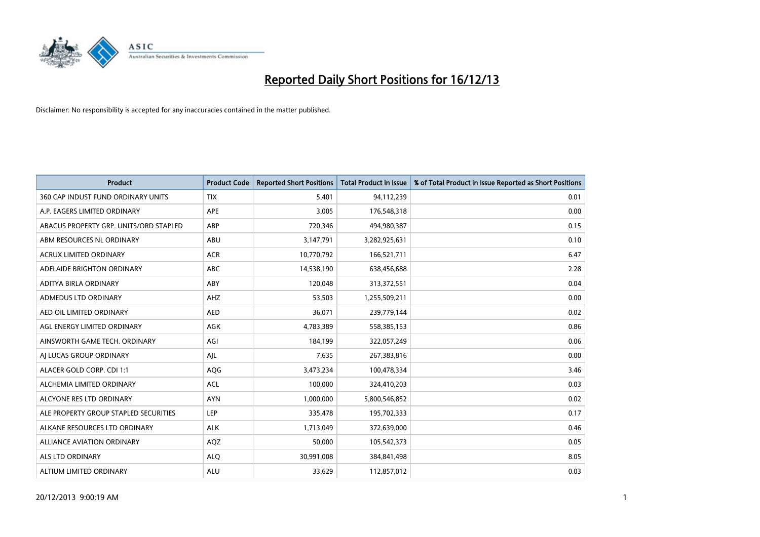# Reported Daily Short Positions for 16/12/13

Disclaimer: No responsibility is accepted for any inaccuracies contained in the matter published.

| Product | Product Code | Reported Short Positions | Total Product in Issue | % of Total Product in Issue Reported as Short Positions |
|---|---|---|---|---|
| 360 CAP INDUST FUND ORDINARY UNITS | TIX | 5,401 | 94,112,239 | 0.01 |
| A.P. EAGERS LIMITED ORDINARY | APE | 3,005 | 176,548,318 | 0.00 |
| ABACUS PROPERTY GRP. UNITS/ORD STAPLED | ABP | 720,346 | 494,980,387 | 0.15 |
| ABM RESOURCES NL ORDINARY | ABU | 3,147,791 | 3,282,925,631 | 0.10 |
| ACRUX LIMITED ORDINARY | ACR | 10,770,792 | 166,521,711 | 6.47 |
| ADELAIDE BRIGHTON ORDINARY | ABC | 14,538,190 | 638,456,688 | 2.28 |
| ADITYA BIRLA ORDINARY | ABY | 120,048 | 313,372,551 | 0.04 |
| ADMEDUS LTD ORDINARY | AHZ | 53,503 | 1,255,509,211 | 0.00 |
| AED OIL LIMITED ORDINARY | AED | 36,071 | 239,779,144 | 0.02 |
| AGL ENERGY LIMITED ORDINARY | AGK | 4,783,389 | 558,385,153 | 0.86 |
| AINSWORTH GAME TECH. ORDINARY | AGI | 184,199 | 322,057,249 | 0.06 |
| AJ LUCAS GROUP ORDINARY | AJL | 7,635 | 267,383,816 | 0.00 |
| ALACER GOLD CORP. CDI 1:1 | AQG | 3,473,234 | 100,478,334 | 3.46 |
| ALCHEMIA LIMITED ORDINARY | ACL | 100,000 | 324,410,203 | 0.03 |
| ALCYONE RES LTD ORDINARY | AYN | 1,000,000 | 5,800,546,852 | 0.02 |
| ALE PROPERTY GROUP STAPLED SECURITIES | LEP | 335,478 | 195,702,333 | 0.17 |
| ALKANE RESOURCES LTD ORDINARY | ALK | 1,713,049 | 372,639,000 | 0.46 |
| ALLIANCE AVIATION ORDINARY | AQZ | 50,000 | 105,542,373 | 0.05 |
| ALS LTD ORDINARY | ALQ | 30,991,008 | 384,841,498 | 8.05 |
| ALTIUM LIMITED ORDINARY | ALU | 33,629 | 112,857,012 | 0.03 |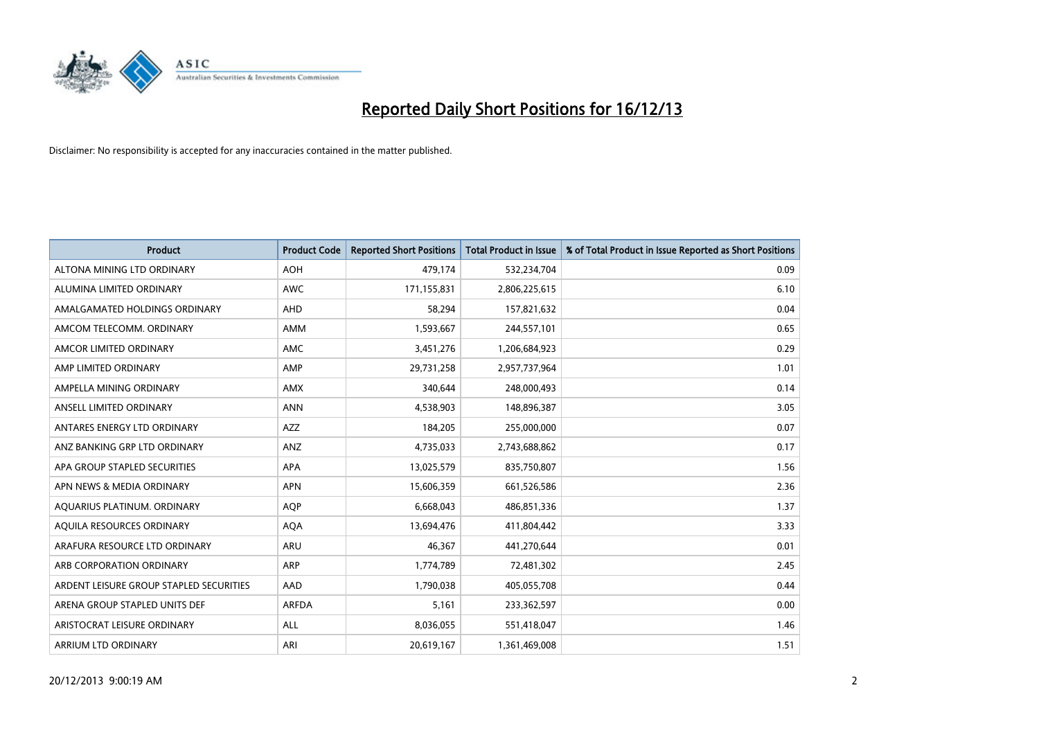# Reported Daily Short Positions for 16/12/13

Disclaimer: No responsibility is accepted for any inaccuracies contained in the matter published.

| Product | Product Code | Reported Short Positions | Total Product in Issue | % of Total Product in Issue Reported as Short Positions |
|---|---|---|---|---|
| ALTONA MINING LTD ORDINARY | AOH | 479,174 | 532,234,704 | 0.09 |
| ALUMINA LIMITED ORDINARY | AWC | 171,155,831 | 2,806,225,615 | 6.10 |
| AMALGAMATED HOLDINGS ORDINARY | AHD | 58,294 | 157,821,632 | 0.04 |
| AMCOM TELECOMM. ORDINARY | AMM | 1,593,667 | 244,557,101 | 0.65 |
| AMCOR LIMITED ORDINARY | AMC | 3,451,276 | 1,206,684,923 | 0.29 |
| AMP LIMITED ORDINARY | AMP | 29,731,258 | 2,957,737,964 | 1.01 |
| AMPELLA MINING ORDINARY | AMX | 340,644 | 248,000,493 | 0.14 |
| ANSELL LIMITED ORDINARY | ANN | 4,538,903 | 148,896,387 | 3.05 |
| ANTARES ENERGY LTD ORDINARY | AZZ | 184,205 | 255,000,000 | 0.07 |
| ANZ BANKING GRP LTD ORDINARY | ANZ | 4,735,033 | 2,743,688,862 | 0.17 |
| APA GROUP STAPLED SECURITIES | APA | 13,025,579 | 835,750,807 | 1.56 |
| APN NEWS & MEDIA ORDINARY | APN | 15,606,359 | 661,526,586 | 2.36 |
| AQUARIUS PLATINUM. ORDINARY | AQP | 6,668,043 | 486,851,336 | 1.37 |
| AQUILA RESOURCES ORDINARY | AQA | 13,694,476 | 411,804,442 | 3.33 |
| ARAFURA RESOURCE LTD ORDINARY | ARU | 46,367 | 441,270,644 | 0.01 |
| ARB CORPORATION ORDINARY | ARP | 1,774,789 | 72,481,302 | 2.45 |
| ARDENT LEISURE GROUP STAPLED SECURITIES | AAD | 1,790,038 | 405,055,708 | 0.44 |
| ARENA GROUP STAPLED UNITS DEF | ARFDA | 5,161 | 233,362,597 | 0.00 |
| ARISTOCRAT LEISURE ORDINARY | ALL | 8,036,055 | 551,418,047 | 1.46 |
| ARRIUM LTD ORDINARY | ARI | 20,619,167 | 1,361,469,008 | 1.51 |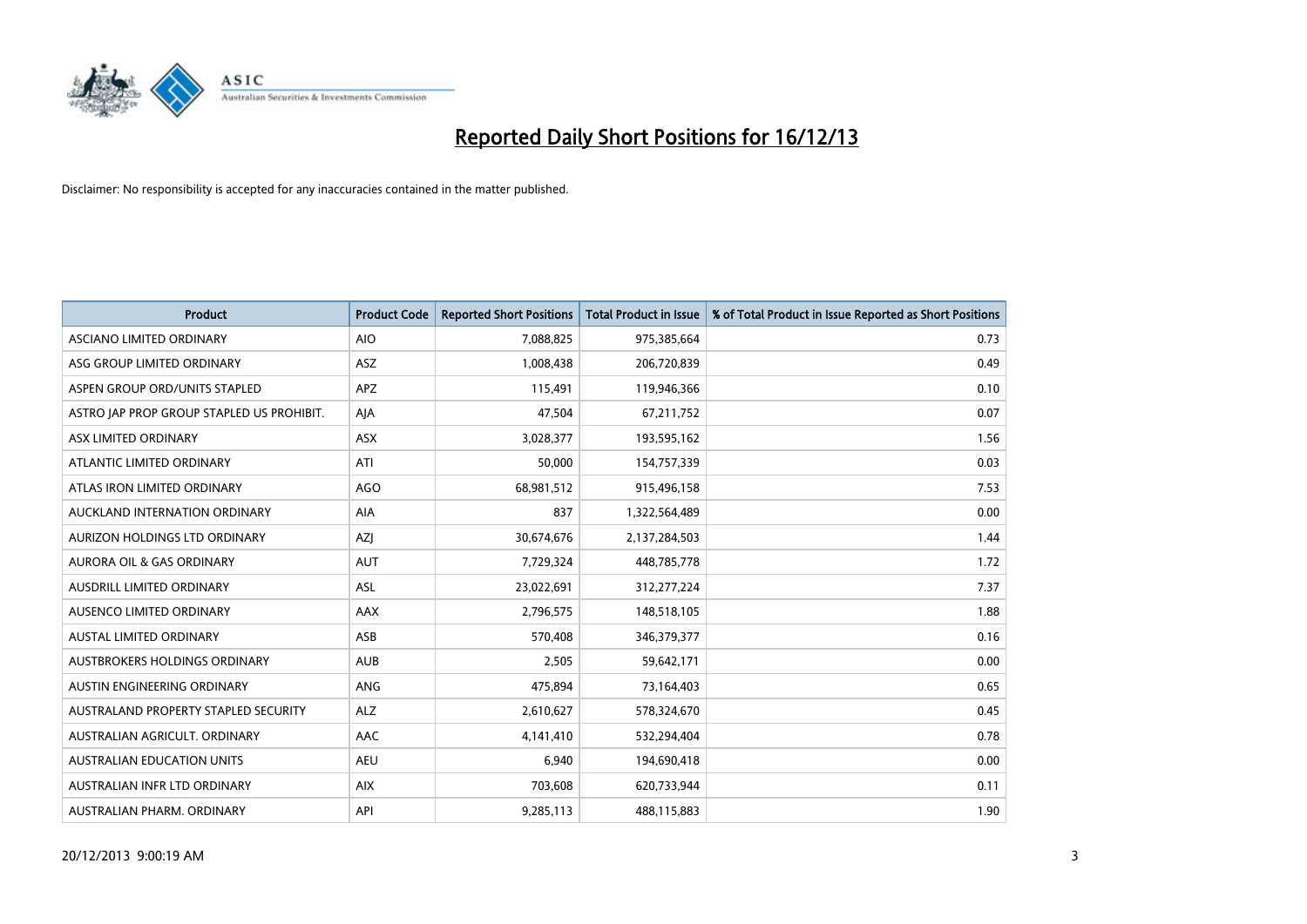# Reported Daily Short Positions for 16/12/13

Disclaimer: No responsibility is accepted for any inaccuracies contained in the matter published.

| Product | Product Code | Reported Short Positions | Total Product in Issue | % of Total Product in Issue Reported as Short Positions |
|---|---|---|---|---|
| ASCIANO LIMITED ORDINARY | AIO | 7,088,825 | 975,385,664 | 0.73 |
| ASG GROUP LIMITED ORDINARY | ASZ | 1,008,438 | 206,720,839 | 0.49 |
| ASPEN GROUP ORD/UNITS STAPLED | APZ | 115,491 | 119,946,366 | 0.10 |
| ASTRO JAP PROP GROUP STAPLED US PROHIBIT. | AJA | 47,504 | 67,211,752 | 0.07 |
| ASX LIMITED ORDINARY | ASX | 3,028,377 | 193,595,162 | 1.56 |
| ATLANTIC LIMITED ORDINARY | ATI | 50,000 | 154,757,339 | 0.03 |
| ATLAS IRON LIMITED ORDINARY | AGO | 68,981,512 | 915,496,158 | 7.53 |
| AUCKLAND INTERNATION ORDINARY | AIA | 837 | 1,322,564,489 | 0.00 |
| AURIZON HOLDINGS LTD ORDINARY | AZJ | 30,674,676 | 2,137,284,503 | 1.44 |
| AURORA OIL & GAS ORDINARY | AUT | 7,729,324 | 448,785,778 | 1.72 |
| AUSDRILL LIMITED ORDINARY | ASL | 23,022,691 | 312,277,224 | 7.37 |
| AUSENCO LIMITED ORDINARY | AAX | 2,796,575 | 148,518,105 | 1.88 |
| AUSTAL LIMITED ORDINARY | ASB | 570,408 | 346,379,377 | 0.16 |
| AUSTBROKERS HOLDINGS ORDINARY | AUB | 2,505 | 59,642,171 | 0.00 |
| AUSTIN ENGINEERING ORDINARY | ANG | 475,894 | 73,164,403 | 0.65 |
| AUSTRALAND PROPERTY STAPLED SECURITY | ALZ | 2,610,627 | 578,324,670 | 0.45 |
| AUSTRALIAN AGRICULT. ORDINARY | AAC | 4,141,410 | 532,294,404 | 0.78 |
| AUSTRALIAN EDUCATION UNITS | AEU | 6,940 | 194,690,418 | 0.00 |
| AUSTRALIAN INFR LTD ORDINARY | AIX | 703,608 | 620,733,944 | 0.11 |
| AUSTRALIAN PHARM. ORDINARY | API | 9,285,113 | 488,115,883 | 1.90 |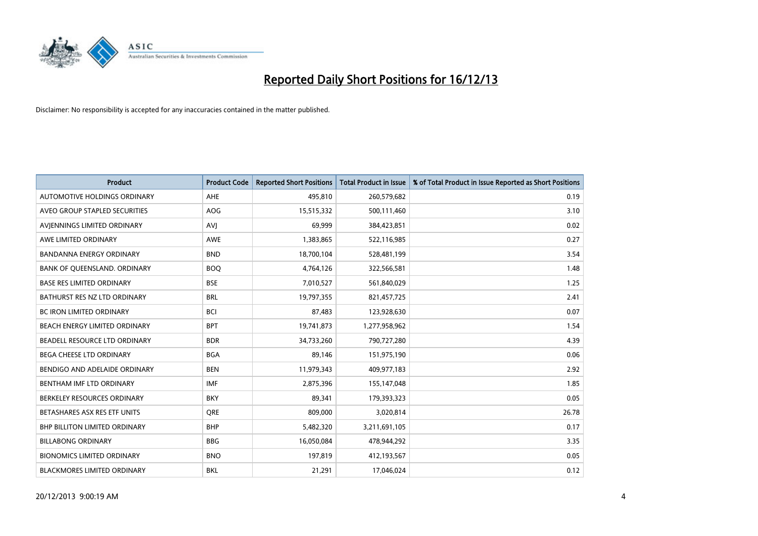# Reported Daily Short Positions for 16/12/13

Disclaimer: No responsibility is accepted for any inaccuracies contained in the matter published.

| Product | Product Code | Reported Short Positions | Total Product in Issue | % of Total Product in Issue Reported as Short Positions |
|---|---|---|---|---|
| AUTOMOTIVE HOLDINGS ORDINARY | AHE | 495,810 | 260,579,682 | 0.19 |
| AVEO GROUP STAPLED SECURITIES | AOG | 15,515,332 | 500,111,460 | 3.10 |
| AVJENNINGS LIMITED ORDINARY | AVJ | 69,999 | 384,423,851 | 0.02 |
| AWE LIMITED ORDINARY | AWE | 1,383,865 | 522,116,985 | 0.27 |
| BANDANNA ENERGY ORDINARY | BND | 18,700,104 | 528,481,199 | 3.54 |
| BANK OF QUEENSLAND. ORDINARY | BOQ | 4,764,126 | 322,566,581 | 1.48 |
| BASE RES LIMITED ORDINARY | BSE | 7,010,527 | 561,840,029 | 1.25 |
| BATHURST RES NZ LTD ORDINARY | BRL | 19,797,355 | 821,457,725 | 2.41 |
| BC IRON LIMITED ORDINARY | BCI | 87,483 | 123,928,630 | 0.07 |
| BEACH ENERGY LIMITED ORDINARY | BPT | 19,741,873 | 1,277,958,962 | 1.54 |
| BEADELL RESOURCE LTD ORDINARY | BDR | 34,733,260 | 790,727,280 | 4.39 |
| BEGA CHEESE LTD ORDINARY | BGA | 89,146 | 151,975,190 | 0.06 |
| BENDIGO AND ADELAIDE ORDINARY | BEN | 11,979,343 | 409,977,183 | 2.92 |
| BENTHAM IMF LTD ORDINARY | IMF | 2,875,396 | 155,147,048 | 1.85 |
| BERKELEY RESOURCES ORDINARY | BKY | 89,341 | 179,393,323 | 0.05 |
| BETASHARES ASX RES ETF UNITS | QRE | 809,000 | 3,020,814 | 26.78 |
| BHP BILLITON LIMITED ORDINARY | BHP | 5,482,320 | 3,211,691,105 | 0.17 |
| BILLABONG ORDINARY | BBG | 16,050,084 | 478,944,292 | 3.35 |
| BIONOMICS LIMITED ORDINARY | BNO | 197,819 | 412,193,567 | 0.05 |
| BLACKMORES LIMITED ORDINARY | BKL | 21,291 | 17,046,024 | 0.12 |

20/12/2013 9:00:19 AM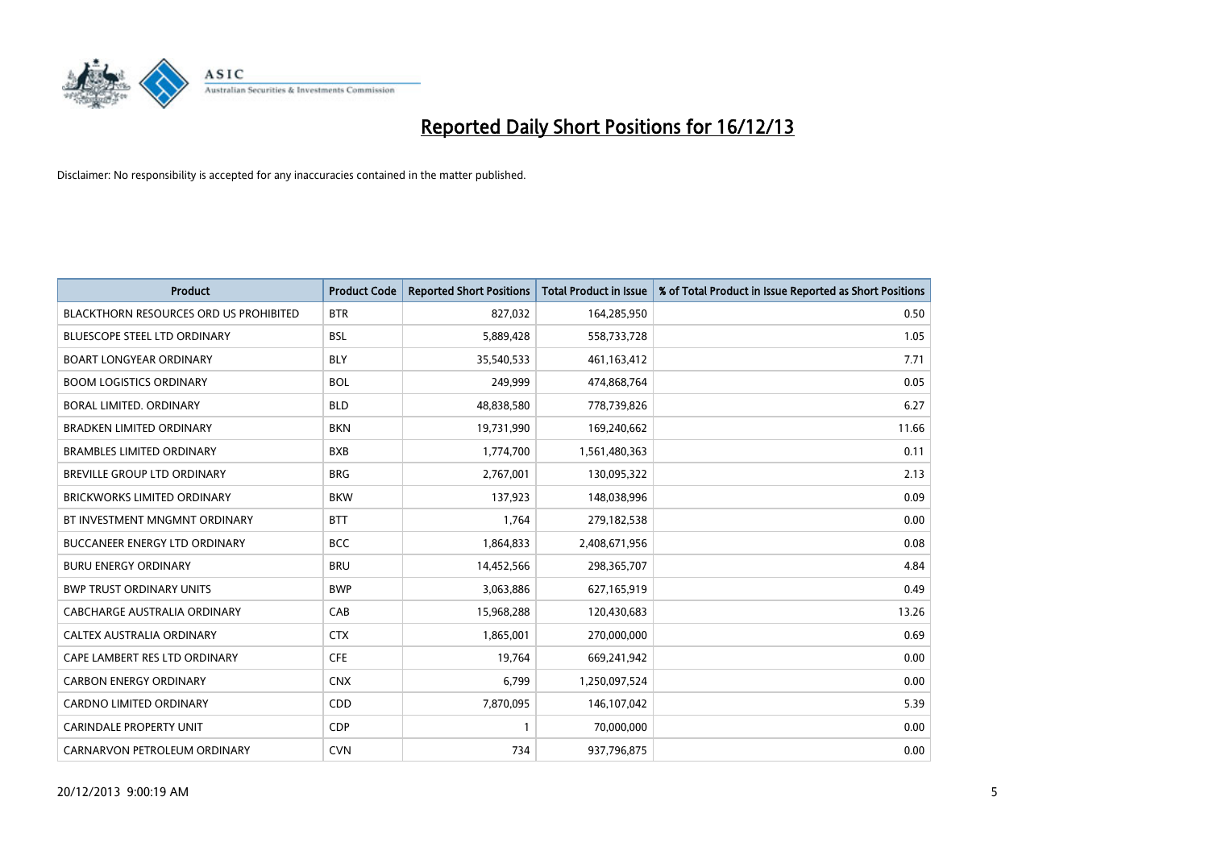# Reported Daily Short Positions for 16/12/13

Disclaimer: No responsibility is accepted for any inaccuracies contained in the matter published.

| Product | Product Code | Reported Short Positions | Total Product in Issue | % of Total Product in Issue Reported as Short Positions |
|---|---|---|---|---|
| BLACKTHORN RESOURCES ORD US PROHIBITED | BTR | 827,032 | 164,285,950 | 0.50 |
| BLUESCOPE STEEL LTD ORDINARY | BSL | 5,889,428 | 558,733,728 | 1.05 |
| BOART LONGYEAR ORDINARY | BLY | 35,540,533 | 461,163,412 | 7.71 |
| BOOM LOGISTICS ORDINARY | BOL | 249,999 | 474,868,764 | 0.05 |
| BORAL LIMITED. ORDINARY | BLD | 48,838,580 | 778,739,826 | 6.27 |
| BRADKEN LIMITED ORDINARY | BKN | 19,731,990 | 169,240,662 | 11.66 |
| BRAMBLES LIMITED ORDINARY | BXB | 1,774,700 | 1,561,480,363 | 0.11 |
| BREVILLE GROUP LTD ORDINARY | BRG | 2,767,001 | 130,095,322 | 2.13 |
| BRICKWORKS LIMITED ORDINARY | BKW | 137,923 | 148,038,996 | 0.09 |
| BT INVESTMENT MNGMNT ORDINARY | BTT | 1,764 | 279,182,538 | 0.00 |
| BUCCANEER ENERGY LTD ORDINARY | BCC | 1,864,833 | 2,408,671,956 | 0.08 |
| BURU ENERGY ORDINARY | BRU | 14,452,566 | 298,365,707 | 4.84 |
| BWP TRUST ORDINARY UNITS | BWP | 3,063,886 | 627,165,919 | 0.49 |
| CABCHARGE AUSTRALIA ORDINARY | CAB | 15,968,288 | 120,430,683 | 13.26 |
| CALTEX AUSTRALIA ORDINARY | CTX | 1,865,001 | 270,000,000 | 0.69 |
| CAPE LAMBERT RES LTD ORDINARY | CFE | 19,764 | 669,241,942 | 0.00 |
| CARBON ENERGY ORDINARY | CNX | 6,799 | 1,250,097,524 | 0.00 |
| CARDNO LIMITED ORDINARY | CDD | 7,870,095 | 146,107,042 | 5.39 |
| CARINDALE PROPERTY UNIT | CDP | 1 | 70,000,000 | 0.00 |
| CARNARVON PETROLEUM ORDINARY | CVN | 734 | 937,796,875 | 0.00 |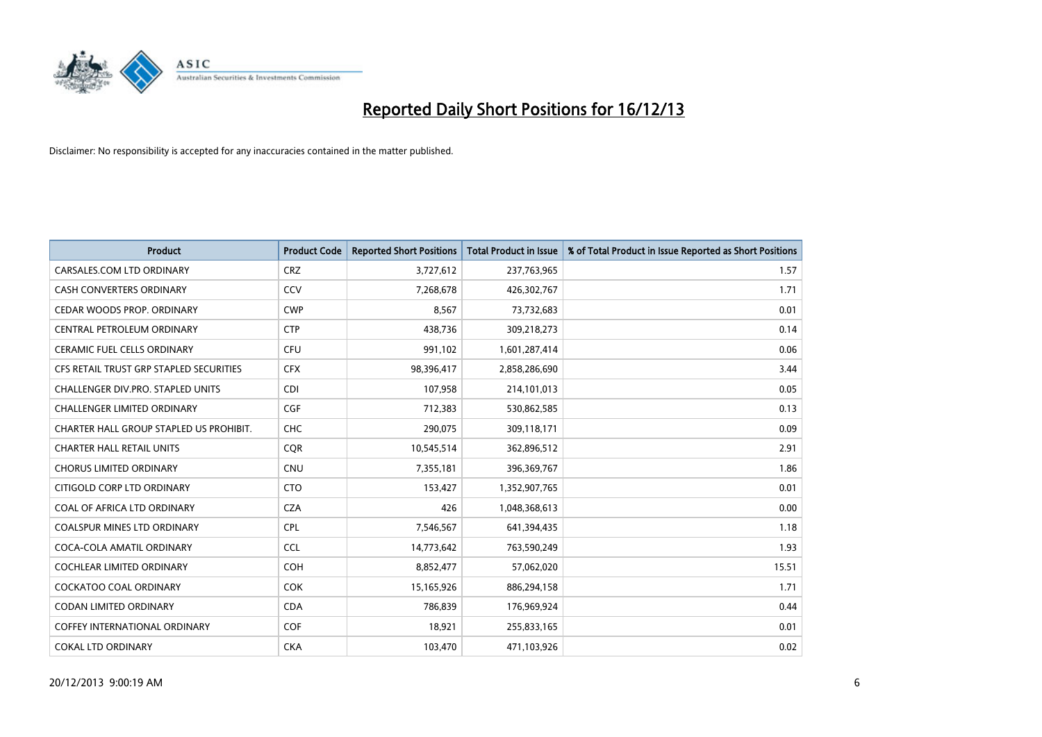# Reported Daily Short Positions for 16/12/13

Disclaimer: No responsibility is accepted for any inaccuracies contained in the matter published.

| Product | Product Code | Reported Short Positions | Total Product in Issue | % of Total Product in Issue Reported as Short Positions |
|---|---|---|---|---|
| CARSALES.COM LTD ORDINARY | CRZ | 3,727,612 | 237,763,965 | 1.57 |
| CASH CONVERTERS ORDINARY | CCV | 7,268,678 | 426,302,767 | 1.71 |
| CEDAR WOODS PROP. ORDINARY | CWP | 8,567 | 73,732,683 | 0.01 |
| CENTRAL PETROLEUM ORDINARY | CTP | 438,736 | 309,218,273 | 0.14 |
| CERAMIC FUEL CELLS ORDINARY | CFU | 991,102 | 1,601,287,414 | 0.06 |
| CFS RETAIL TRUST GRP STAPLED SECURITIES | CFX | 98,396,417 | 2,858,286,690 | 3.44 |
| CHALLENGER DIV.PRO. STAPLED UNITS | CDI | 107,958 | 214,101,013 | 0.05 |
| CHALLENGER LIMITED ORDINARY | CGF | 712,383 | 530,862,585 | 0.13 |
| CHARTER HALL GROUP STAPLED US PROHIBIT. | CHC | 290,075 | 309,118,171 | 0.09 |
| CHARTER HALL RETAIL UNITS | CQR | 10,545,514 | 362,896,512 | 2.91 |
| CHORUS LIMITED ORDINARY | CNU | 7,355,181 | 396,369,767 | 1.86 |
| CITIGOLD CORP LTD ORDINARY | CTO | 153,427 | 1,352,907,765 | 0.01 |
| COAL OF AFRICA LTD ORDINARY | CZA | 426 | 1,048,368,613 | 0.00 |
| COALSPUR MINES LTD ORDINARY | CPL | 7,546,567 | 641,394,435 | 1.18 |
| COCA-COLA AMATIL ORDINARY | CCL | 14,773,642 | 763,590,249 | 1.93 |
| COCHLEAR LIMITED ORDINARY | COH | 8,852,477 | 57,062,020 | 15.51 |
| COCKATOO COAL ORDINARY | COK | 15,165,926 | 886,294,158 | 1.71 |
| CODAN LIMITED ORDINARY | CDA | 786,839 | 176,969,924 | 0.44 |
| COFFEY INTERNATIONAL ORDINARY | COF | 18,921 | 255,833,165 | 0.01 |
| COKAL LTD ORDINARY | CKA | 103,470 | 471,103,926 | 0.02 |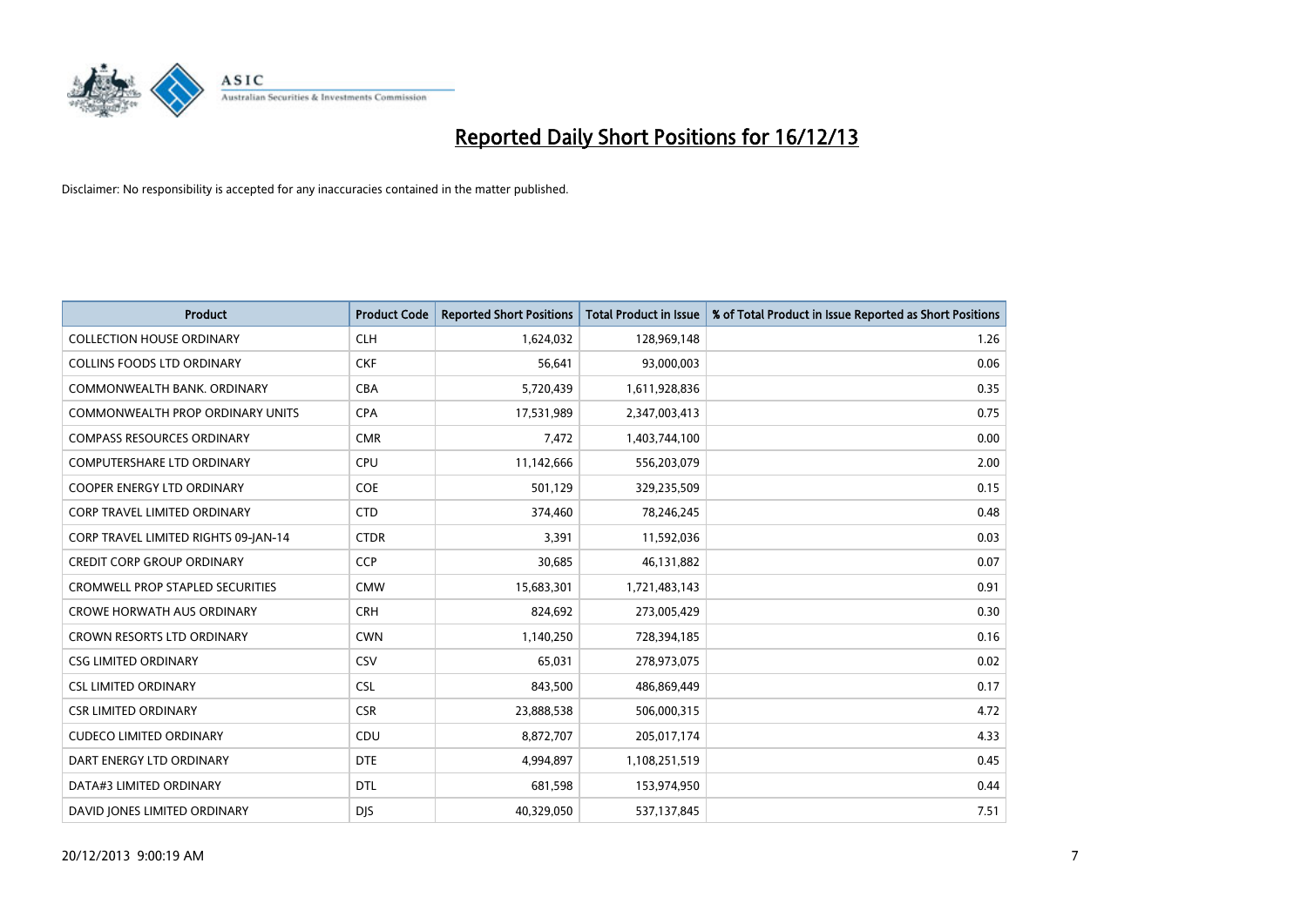# Reported Daily Short Positions for 16/12/13

Disclaimer: No responsibility is accepted for any inaccuracies contained in the matter published.

| Product | Product Code | Reported Short Positions | Total Product in Issue | % of Total Product in Issue Reported as Short Positions |
|---|---|---|---|---|
| COLLECTION HOUSE ORDINARY | CLH | 1,624,032 | 128,969,148 | 1.26 |
| COLLINS FOODS LTD ORDINARY | CKF | 56,641 | 93,000,003 | 0.06 |
| COMMONWEALTH BANK. ORDINARY | CBA | 5,720,439 | 1,611,928,836 | 0.35 |
| COMMONWEALTH PROP ORDINARY UNITS | CPA | 17,531,989 | 2,347,003,413 | 0.75 |
| COMPASS RESOURCES ORDINARY | CMR | 7,472 | 1,403,744,100 | 0.00 |
| COMPUTERSHARE LTD ORDINARY | CPU | 11,142,666 | 556,203,079 | 2.00 |
| COOPER ENERGY LTD ORDINARY | COE | 501,129 | 329,235,509 | 0.15 |
| CORP TRAVEL LIMITED ORDINARY | CTD | 374,460 | 78,246,245 | 0.48 |
| CORP TRAVEL LIMITED RIGHTS 09-JAN-14 | CTDR | 3,391 | 11,592,036 | 0.03 |
| CREDIT CORP GROUP ORDINARY | CCP | 30,685 | 46,131,882 | 0.07 |
| CROMWELL PROP STAPLED SECURITIES | CMW | 15,683,301 | 1,721,483,143 | 0.91 |
| CROWE HORWATH AUS ORDINARY | CRH | 824,692 | 273,005,429 | 0.30 |
| CROWN RESORTS LTD ORDINARY | CWN | 1,140,250 | 728,394,185 | 0.16 |
| CSG LIMITED ORDINARY | CSV | 65,031 | 278,973,075 | 0.02 |
| CSL LIMITED ORDINARY | CSL | 843,500 | 486,869,449 | 0.17 |
| CSR LIMITED ORDINARY | CSR | 23,888,538 | 506,000,315 | 4.72 |
| CUDECO LIMITED ORDINARY | CDU | 8,872,707 | 205,017,174 | 4.33 |
| DART ENERGY LTD ORDINARY | DTE | 4,994,897 | 1,108,251,519 | 0.45 |
| DATA#3 LIMITED ORDINARY | DTL | 681,598 | 153,974,950 | 0.44 |
| DAVID JONES LIMITED ORDINARY | DJS | 40,329,050 | 537,137,845 | 7.51 |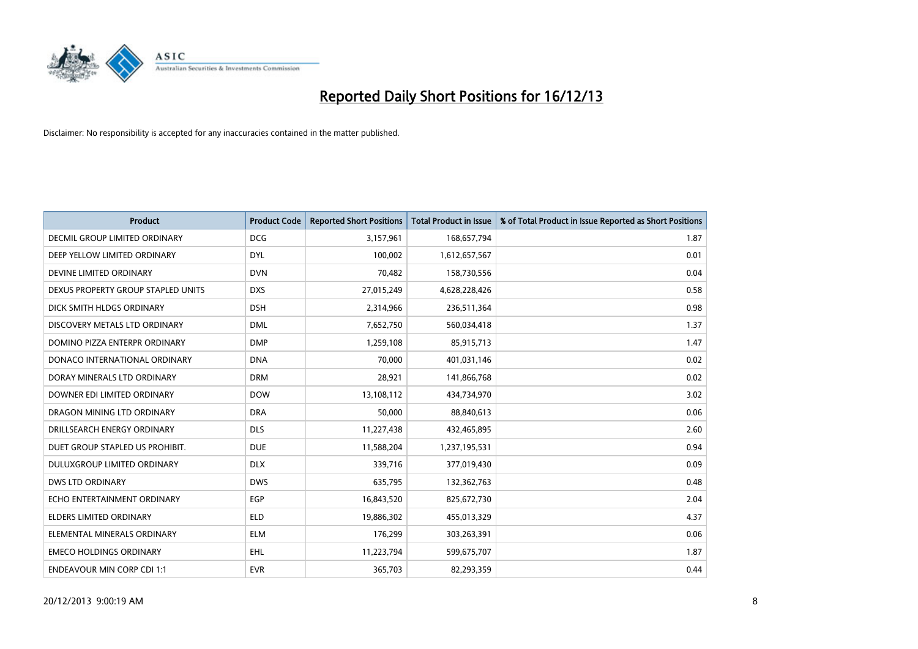# Reported Daily Short Positions for 16/12/13

Disclaimer: No responsibility is accepted for any inaccuracies contained in the matter published.

| Product | Product Code | Reported Short Positions | Total Product in Issue | % of Total Product in Issue Reported as Short Positions |
|---|---|---|---|---|
| DECMIL GROUP LIMITED ORDINARY | DCG | 3,157,961 | 168,657,794 | 1.87 |
| DEEP YELLOW LIMITED ORDINARY | DYL | 100,002 | 1,612,657,567 | 0.01 |
| DEVINE LIMITED ORDINARY | DVN | 70,482 | 158,730,556 | 0.04 |
| DEXUS PROPERTY GROUP STAPLED UNITS | DXS | 27,015,249 | 4,628,228,426 | 0.58 |
| DICK SMITH HLDGS ORDINARY | DSH | 2,314,966 | 236,511,364 | 0.98 |
| DISCOVERY METALS LTD ORDINARY | DML | 7,652,750 | 560,034,418 | 1.37 |
| DOMINO PIZZA ENTERPR ORDINARY | DMP | 1,259,108 | 85,915,713 | 1.47 |
| DONACO INTERNATIONAL ORDINARY | DNA | 70,000 | 401,031,146 | 0.02 |
| DORAY MINERALS LTD ORDINARY | DRM | 28,921 | 141,866,768 | 0.02 |
| DOWNER EDI LIMITED ORDINARY | DOW | 13,108,112 | 434,734,970 | 3.02 |
| DRAGON MINING LTD ORDINARY | DRA | 50,000 | 88,840,613 | 0.06 |
| DRILLSEARCH ENERGY ORDINARY | DLS | 11,227,438 | 432,465,895 | 2.60 |
| DUET GROUP STAPLED US PROHIBIT. | DUE | 11,588,204 | 1,237,195,531 | 0.94 |
| DULUXGROUP LIMITED ORDINARY | DLX | 339,716 | 377,019,430 | 0.09 |
| DWS LTD ORDINARY | DWS | 635,795 | 132,362,763 | 0.48 |
| ECHO ENTERTAINMENT ORDINARY | EGP | 16,843,520 | 825,672,730 | 2.04 |
| ELDERS LIMITED ORDINARY | ELD | 19,886,302 | 455,013,329 | 4.37 |
| ELEMENTAL MINERALS ORDINARY | ELM | 176,299 | 303,263,391 | 0.06 |
| EMECO HOLDINGS ORDINARY | EHL | 11,223,794 | 599,675,707 | 1.87 |
| ENDEAVOUR MIN CORP CDI 1:1 | EVR | 365,703 | 82,293,359 | 0.44 |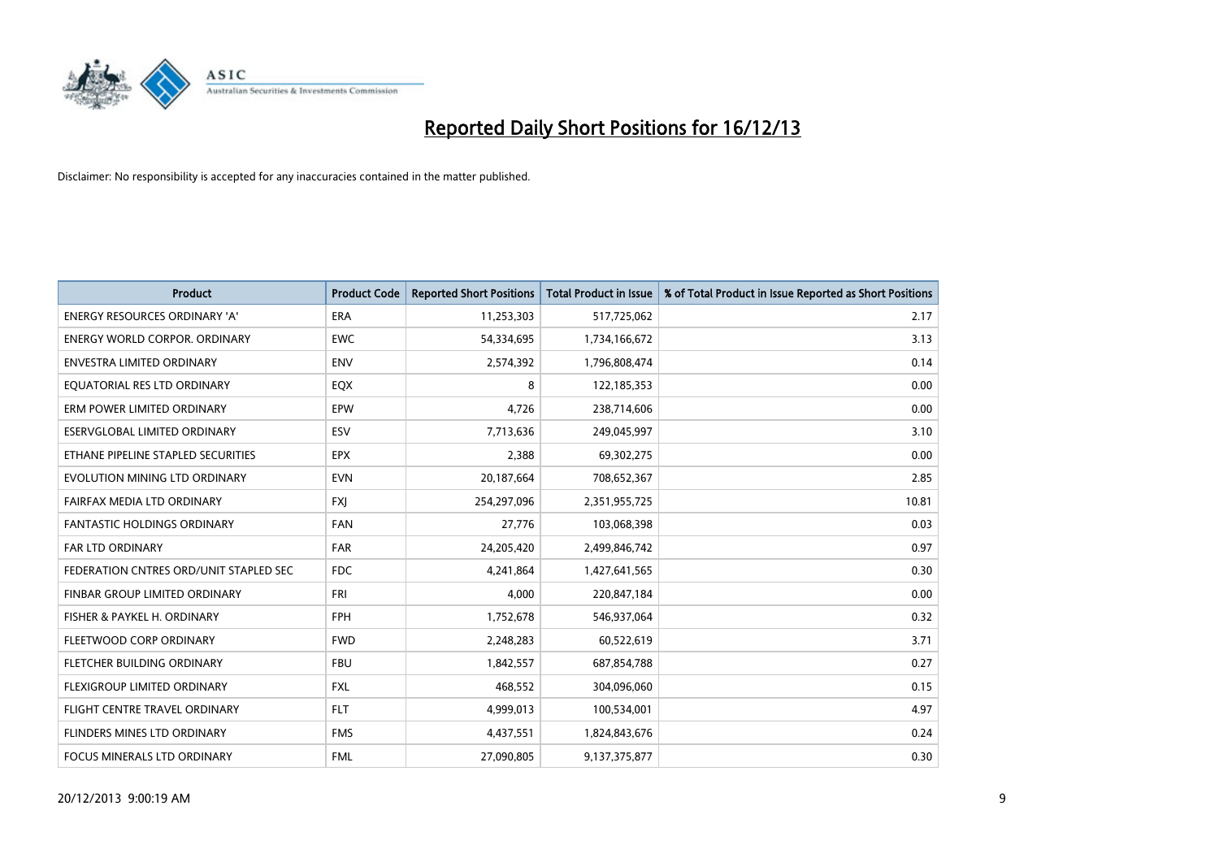# Reported Daily Short Positions for 16/12/13

Disclaimer: No responsibility is accepted for any inaccuracies contained in the matter published.

| Product | Product Code | Reported Short Positions | Total Product in Issue | % of Total Product in Issue Reported as Short Positions |
| --- | --- | --- | --- | --- |
| ENERGY RESOURCES ORDINARY 'A' | ERA | 11,253,303 | 517,725,062 | 2.17 |
| ENERGY WORLD CORPOR. ORDINARY | EWC | 54,334,695 | 1,734,166,672 | 3.13 |
| ENVESTRA LIMITED ORDINARY | ENV | 2,574,392 | 1,796,808,474 | 0.14 |
| EQUATORIAL RES LTD ORDINARY | EQX | 8 | 122,185,353 | 0.00 |
| ERM POWER LIMITED ORDINARY | EPW | 4,726 | 238,714,606 | 0.00 |
| ESERVGLOBAL LIMITED ORDINARY | ESV | 7,713,636 | 249,045,997 | 3.10 |
| ETHANE PIPELINE STAPLED SECURITIES | EPX | 2,388 | 69,302,275 | 0.00 |
| EVOLUTION MINING LTD ORDINARY | EVN | 20,187,664 | 708,652,367 | 2.85 |
| FAIRFAX MEDIA LTD ORDINARY | FXJ | 254,297,096 | 2,351,955,725 | 10.81 |
| FANTASTIC HOLDINGS ORDINARY | FAN | 27,776 | 103,068,398 | 0.03 |
| FAR LTD ORDINARY | FAR | 24,205,420 | 2,499,846,742 | 0.97 |
| FEDERATION CNTRES ORD/UNIT STAPLED SEC | FDC | 4,241,864 | 1,427,641,565 | 0.30 |
| FINBAR GROUP LIMITED ORDINARY | FRI | 4,000 | 220,847,184 | 0.00 |
| FISHER & PAYKEL H. ORDINARY | FPH | 1,752,678 | 546,937,064 | 0.32 |
| FLEETWOOD CORP ORDINARY | FWD | 2,248,283 | 60,522,619 | 3.71 |
| FLETCHER BUILDING ORDINARY | FBU | 1,842,557 | 687,854,788 | 0.27 |
| FLEXIGROUP LIMITED ORDINARY | FXL | 468,552 | 304,096,060 | 0.15 |
| FLIGHT CENTRE TRAVEL ORDINARY | FLT | 4,999,013 | 100,534,001 | 4.97 |
| FLINDERS MINES LTD ORDINARY | FMS | 4,437,551 | 1,824,843,676 | 0.24 |
| FOCUS MINERALS LTD ORDINARY | FML | 27,090,805 | 9,137,375,877 | 0.30 |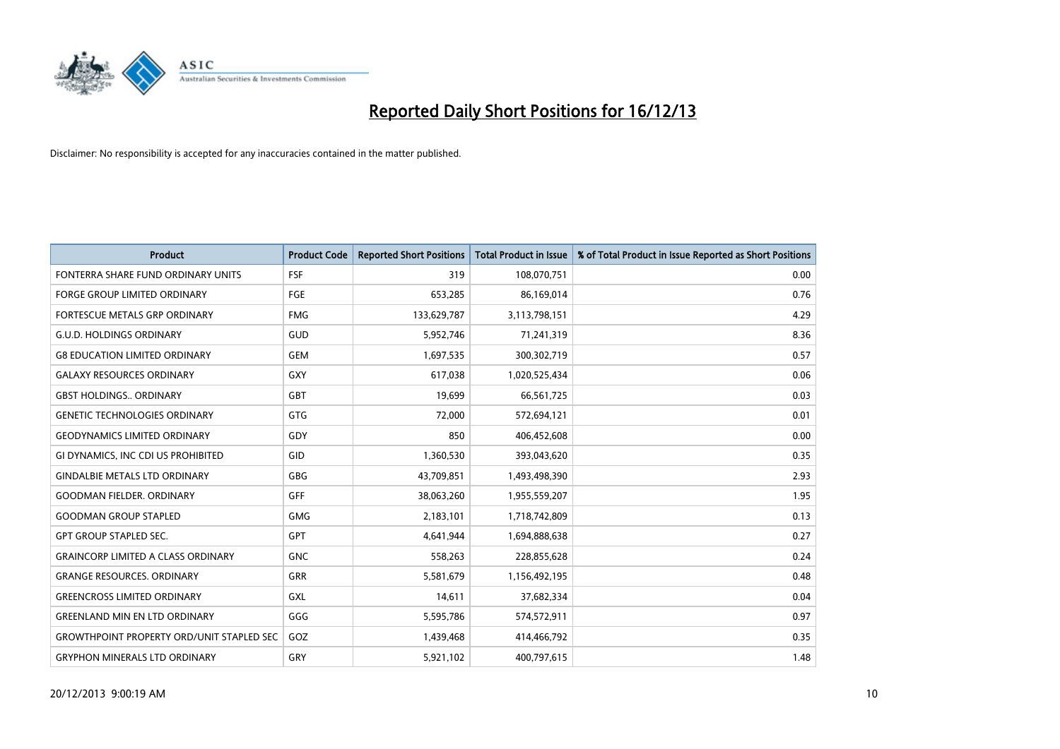# Reported Daily Short Positions for 16/12/13

Disclaimer: No responsibility is accepted for any inaccuracies contained in the matter published.

| Product | Product Code | Reported Short Positions | Total Product in Issue | % of Total Product in Issue Reported as Short Positions |
|---|---|---|---|---|
| FONTERRA SHARE FUND ORDINARY UNITS | FSF | 319 | 108,070,751 | 0.00 |
| FORGE GROUP LIMITED ORDINARY | FGE | 653,285 | 86,169,014 | 0.76 |
| FORTESCUE METALS GRP ORDINARY | FMG | 133,629,787 | 3,113,798,151 | 4.29 |
| G.U.D. HOLDINGS ORDINARY | GUD | 5,952,746 | 71,241,319 | 8.36 |
| G8 EDUCATION LIMITED ORDINARY | GEM | 1,697,535 | 300,302,719 | 0.57 |
| GALAXY RESOURCES ORDINARY | GXY | 617,038 | 1,020,525,434 | 0.06 |
| GBST HOLDINGS.. ORDINARY | GBT | 19,699 | 66,561,725 | 0.03 |
| GENETIC TECHNOLOGIES ORDINARY | GTG | 72,000 | 572,694,121 | 0.01 |
| GEODYNAMICS LIMITED ORDINARY | GDY | 850 | 406,452,608 | 0.00 |
| GI DYNAMICS, INC CDI US PROHIBITED | GID | 1,360,530 | 393,043,620 | 0.35 |
| GINDALBIE METALS LTD ORDINARY | GBG | 43,709,851 | 1,493,498,390 | 2.93 |
| GOODMAN FIELDER. ORDINARY | GFF | 38,063,260 | 1,955,559,207 | 1.95 |
| GOODMAN GROUP STAPLED | GMG | 2,183,101 | 1,718,742,809 | 0.13 |
| GPT GROUP STAPLED SEC. | GPT | 4,641,944 | 1,694,888,638 | 0.27 |
| GRAINCORP LIMITED A CLASS ORDINARY | GNC | 558,263 | 228,855,628 | 0.24 |
| GRANGE RESOURCES. ORDINARY | GRR | 5,581,679 | 1,156,492,195 | 0.48 |
| GREENCROSS LIMITED ORDINARY | GXL | 14,611 | 37,682,334 | 0.04 |
| GREENLAND MIN EN LTD ORDINARY | GGG | 5,595,786 | 574,572,911 | 0.97 |
| GROWTHPOINT PROPERTY ORD/UNIT STAPLED SEC | GOZ | 1,439,468 | 414,466,792 | 0.35 |
| GRYPHON MINERALS LTD ORDINARY | GRY | 5,921,102 | 400,797,615 | 1.48 |

20/12/2013 9:00:19 AM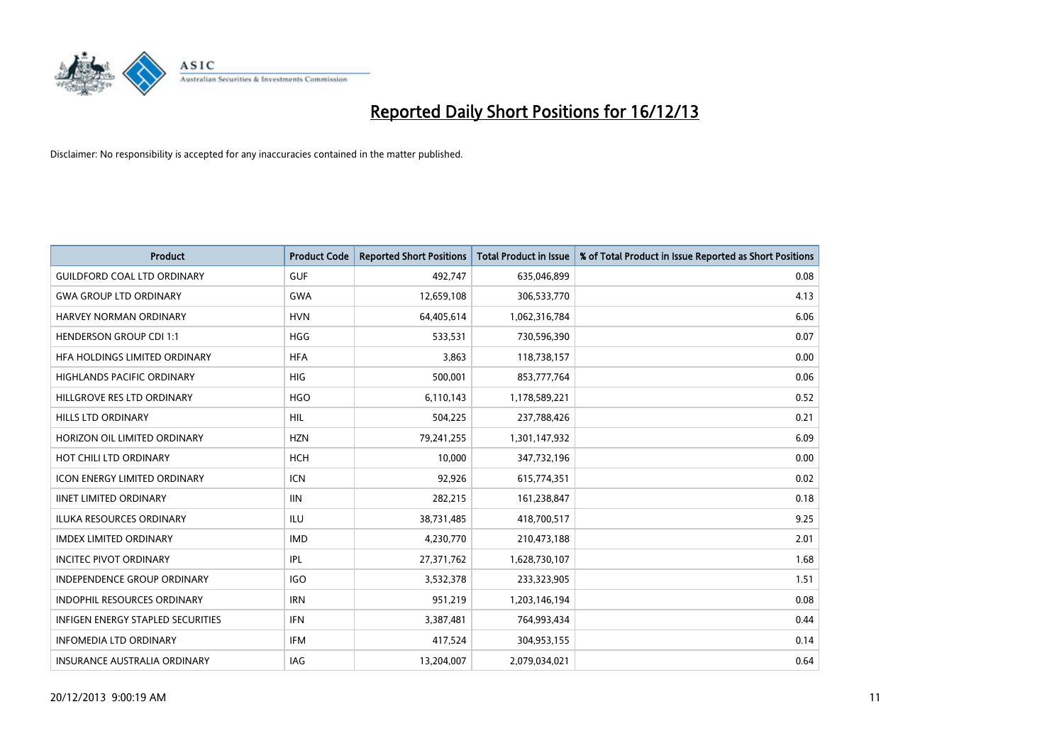# Reported Daily Short Positions for 16/12/13

Disclaimer: No responsibility is accepted for any inaccuracies contained in the matter published.

| Product | Product Code | Reported Short Positions | Total Product in Issue | % of Total Product in Issue Reported as Short Positions |
|---|---|---|---|---|
| GUILDFORD COAL LTD ORDINARY | GUF | 492,747 | 635,046,899 | 0.08 |
| GWA GROUP LTD ORDINARY | GWA | 12,659,108 | 306,533,770 | 4.13 |
| HARVEY NORMAN ORDINARY | HVN | 64,405,614 | 1,062,316,784 | 6.06 |
| HENDERSON GROUP CDI 1:1 | HGG | 533,531 | 730,596,390 | 0.07 |
| HFA HOLDINGS LIMITED ORDINARY | HFA | 3,863 | 118,738,157 | 0.00 |
| HIGHLANDS PACIFIC ORDINARY | HIG | 500,001 | 853,777,764 | 0.06 |
| HILLGROVE RES LTD ORDINARY | HGO | 6,110,143 | 1,178,589,221 | 0.52 |
| HILLS LTD ORDINARY | HIL | 504,225 | 237,788,426 | 0.21 |
| HORIZON OIL LIMITED ORDINARY | HZN | 79,241,255 | 1,301,147,932 | 6.09 |
| HOT CHILI LTD ORDINARY | HCH | 10,000 | 347,732,196 | 0.00 |
| ICON ENERGY LIMITED ORDINARY | ICN | 92,926 | 615,774,351 | 0.02 |
| IINET LIMITED ORDINARY | IIN | 282,215 | 161,238,847 | 0.18 |
| ILUKA RESOURCES ORDINARY | ILU | 38,731,485 | 418,700,517 | 9.25 |
| IMDEX LIMITED ORDINARY | IMD | 4,230,770 | 210,473,188 | 2.01 |
| INCITEC PIVOT ORDINARY | IPL | 27,371,762 | 1,628,730,107 | 1.68 |
| INDEPENDENCE GROUP ORDINARY | IGO | 3,532,378 | 233,323,905 | 1.51 |
| INDOPHIL RESOURCES ORDINARY | IRN | 951,219 | 1,203,146,194 | 0.08 |
| INFIGEN ENERGY STAPLED SECURITIES | IFN | 3,387,481 | 764,993,434 | 0.44 |
| INFOMEDIA LTD ORDINARY | IFM | 417,524 | 304,953,155 | 0.14 |
| INSURANCE AUSTRALIA ORDINARY | IAG | 13,204,007 | 2,079,034,021 | 0.64 |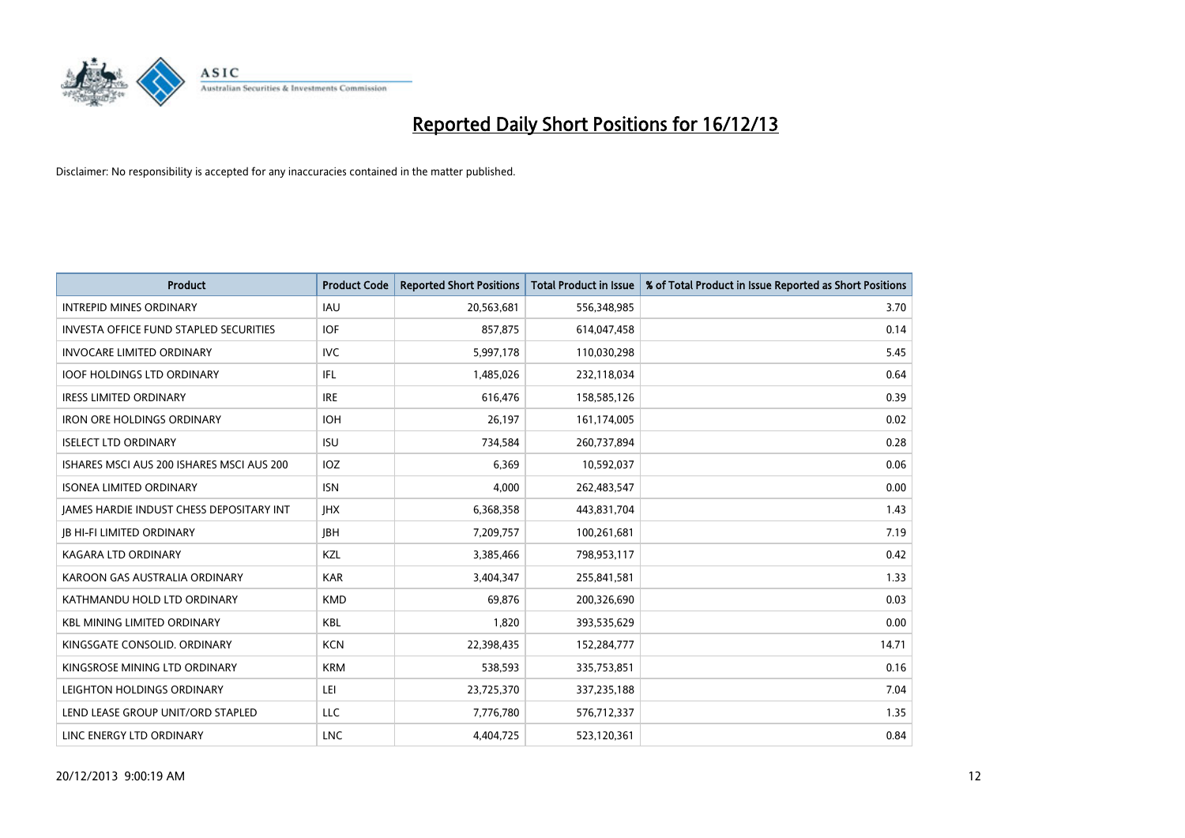# Reported Daily Short Positions for 16/12/13

Disclaimer: No responsibility is accepted for any inaccuracies contained in the matter published.

| Product | Product Code | Reported Short Positions | Total Product in Issue | % of Total Product in Issue Reported as Short Positions |
|---|---|---|---|---|
| INTREPID MINES ORDINARY | IAU | 20,563,681 | 556,348,985 | 3.70 |
| INVESTA OFFICE FUND STAPLED SECURITIES | IOF | 857,875 | 614,047,458 | 0.14 |
| INVOCARE LIMITED ORDINARY | IVC | 5,997,178 | 110,030,298 | 5.45 |
| IOOF HOLDINGS LTD ORDINARY | IFL | 1,485,026 | 232,118,034 | 0.64 |
| IRESS LIMITED ORDINARY | IRE | 616,476 | 158,585,126 | 0.39 |
| IRON ORE HOLDINGS ORDINARY | IOH | 26,197 | 161,174,005 | 0.02 |
| ISELECT LTD ORDINARY | ISU | 734,584 | 260,737,894 | 0.28 |
| ISHARES MSCI AUS 200 ISHARES MSCI AUS 200 | IOZ | 6,369 | 10,592,037 | 0.06 |
| ISONEA LIMITED ORDINARY | ISN | 4,000 | 262,483,547 | 0.00 |
| JAMES HARDIE INDUST CHESS DEPOSITARY INT | JHX | 6,368,358 | 443,831,704 | 1.43 |
| JB HI-FI LIMITED ORDINARY | JBH | 7,209,757 | 100,261,681 | 7.19 |
| KAGARA LTD ORDINARY | KZL | 3,385,466 | 798,953,117 | 0.42 |
| KAROON GAS AUSTRALIA ORDINARY | KAR | 3,404,347 | 255,841,581 | 1.33 |
| KATHMANDU HOLD LTD ORDINARY | KMD | 69,876 | 200,326,690 | 0.03 |
| KBL MINING LIMITED ORDINARY | KBL | 1,820 | 393,535,629 | 0.00 |
| KINGSGATE CONSOLID. ORDINARY | KCN | 22,398,435 | 152,284,777 | 14.71 |
| KINGSROSE MINING LTD ORDINARY | KRM | 538,593 | 335,753,851 | 0.16 |
| LEIGHTON HOLDINGS ORDINARY | LEI | 23,725,370 | 337,235,188 | 7.04 |
| LEND LEASE GROUP UNIT/ORD STAPLED | LLC | 7,776,780 | 576,712,337 | 1.35 |
| LINC ENERGY LTD ORDINARY | LNC | 4,404,725 | 523,120,361 | 0.84 |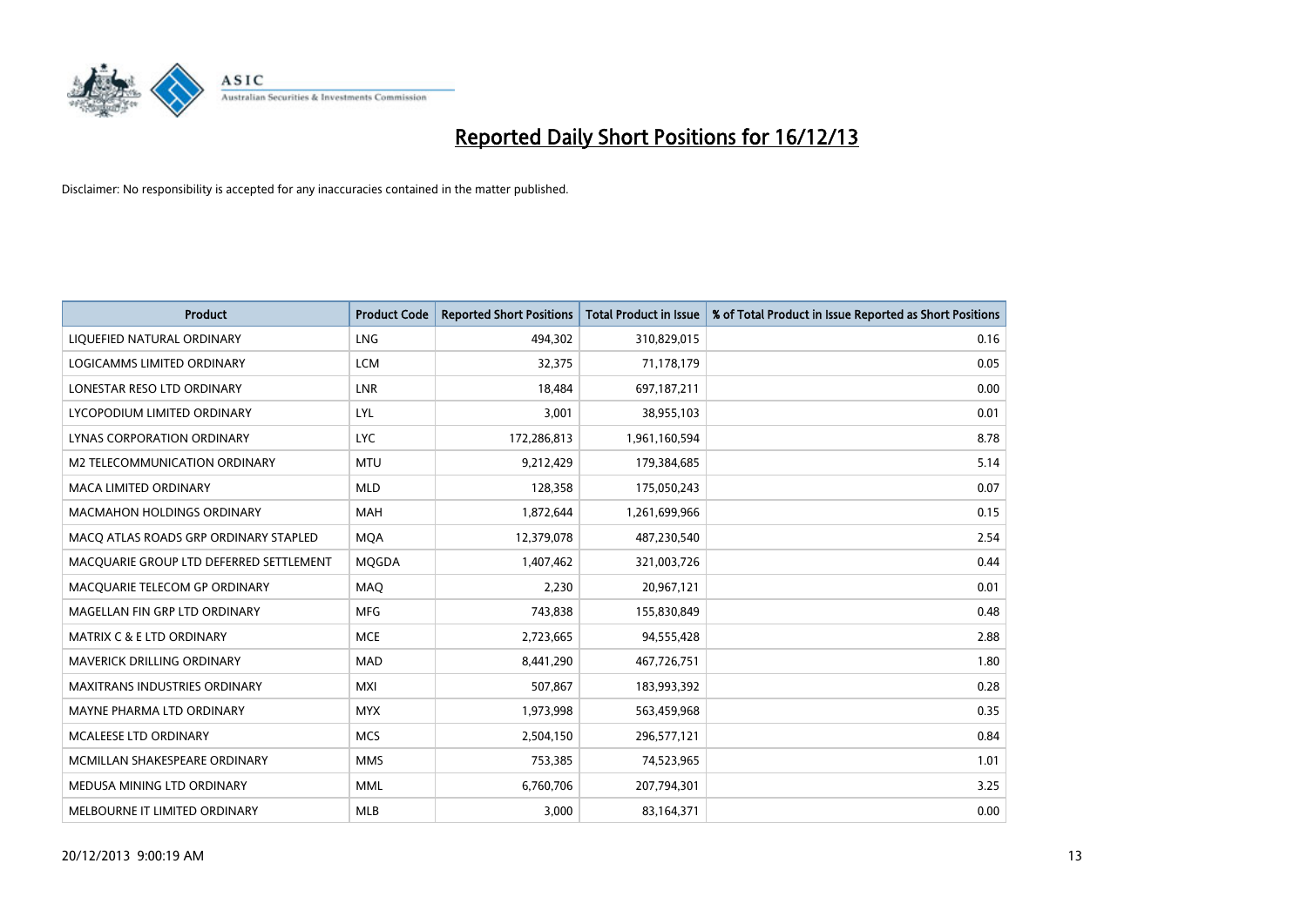# Reported Daily Short Positions for 16/12/13

Disclaimer: No responsibility is accepted for any inaccuracies contained in the matter published.

| Product | Product Code | Reported Short Positions | Total Product in Issue | % of Total Product in Issue Reported as Short Positions |
|---|---|---|---|---|
| LIQUEFIED NATURAL ORDINARY | LNG | 494,302 | 310,829,015 | 0.16 |
| LOGICAMMS LIMITED ORDINARY | LCM | 32,375 | 71,178,179 | 0.05 |
| LONESTAR RESO LTD ORDINARY | LNR | 18,484 | 697,187,211 | 0.00 |
| LYCOPODIUM LIMITED ORDINARY | LYL | 3,001 | 38,955,103 | 0.01 |
| LYNAS CORPORATION ORDINARY | LYC | 172,286,813 | 1,961,160,594 | 8.78 |
| M2 TELECOMMUNICATION ORDINARY | MTU | 9,212,429 | 179,384,685 | 5.14 |
| MACA LIMITED ORDINARY | MLD | 128,358 | 175,050,243 | 0.07 |
| MACMAHON HOLDINGS ORDINARY | MAH | 1,872,644 | 1,261,699,966 | 0.15 |
| MACQ ATLAS ROADS GRP ORDINARY STAPLED | MQA | 12,379,078 | 487,230,540 | 2.54 |
| MACQUARIE GROUP LTD DEFERRED SETTLEMENT | MQGDA | 1,407,462 | 321,003,726 | 0.44 |
| MACQUARIE TELECOM GP ORDINARY | MAQ | 2,230 | 20,967,121 | 0.01 |
| MAGELLAN FIN GRP LTD ORDINARY | MFG | 743,838 | 155,830,849 | 0.48 |
| MATRIX C & E LTD ORDINARY | MCE | 2,723,665 | 94,555,428 | 2.88 |
| MAVERICK DRILLING ORDINARY | MAD | 8,441,290 | 467,726,751 | 1.80 |
| MAXITRANS INDUSTRIES ORDINARY | MXI | 507,867 | 183,993,392 | 0.28 |
| MAYNE PHARMA LTD ORDINARY | MYX | 1,973,998 | 563,459,968 | 0.35 |
| MCALEESE LTD ORDINARY | MCS | 2,504,150 | 296,577,121 | 0.84 |
| MCMILLAN SHAKESPEARE ORDINARY | MMS | 753,385 | 74,523,965 | 1.01 |
| MEDUSA MINING LTD ORDINARY | MML | 6,760,706 | 207,794,301 | 3.25 |
| MELBOURNE IT LIMITED ORDINARY | MLB | 3,000 | 83,164,371 | 0.00 |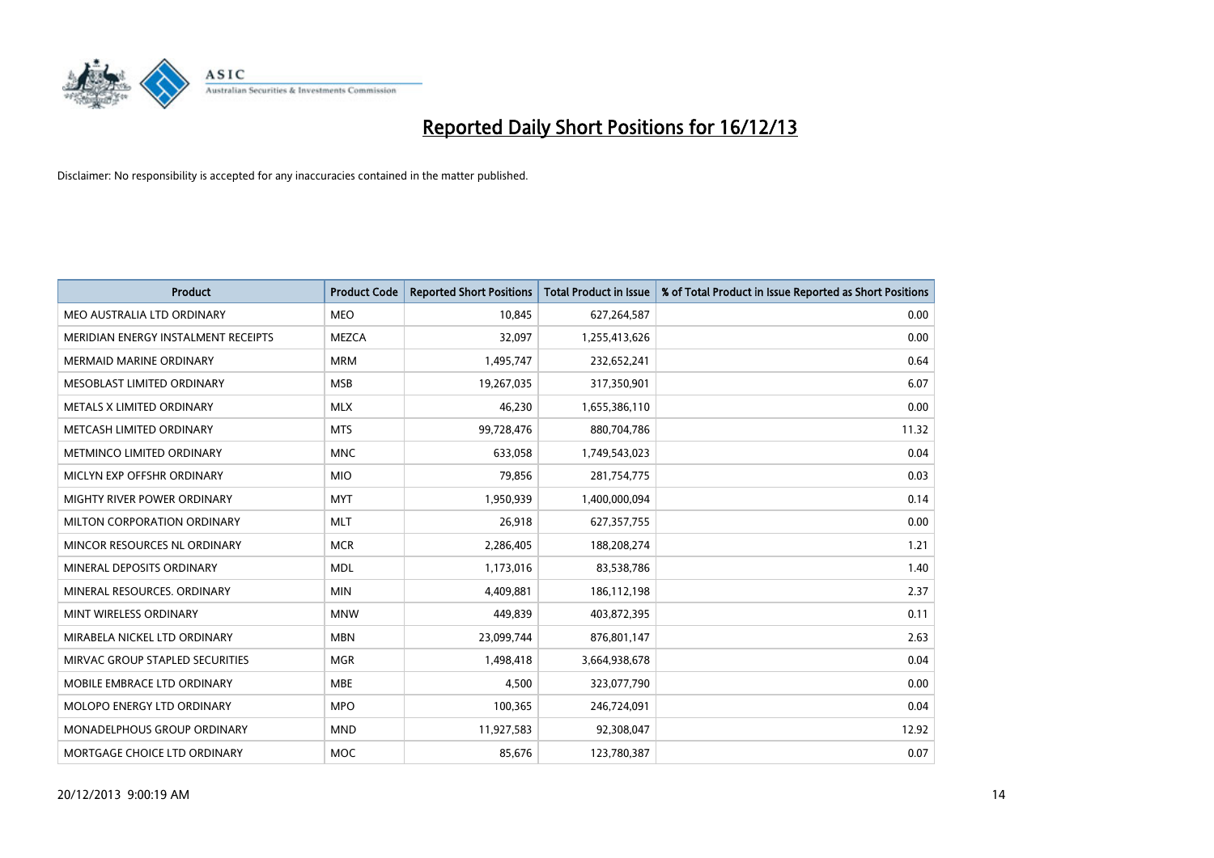# Reported Daily Short Positions for 16/12/13

Disclaimer: No responsibility is accepted for any inaccuracies contained in the matter published.

| Product | Product Code | Reported Short Positions | Total Product in Issue | % of Total Product in Issue Reported as Short Positions |
|---|---|---|---|---|
| MEO AUSTRALIA LTD ORDINARY | MEO | 10,845 | 627,264,587 | 0.00 |
| MERIDIAN ENERGY INSTALMENT RECEIPTS | MEZCA | 32,097 | 1,255,413,626 | 0.00 |
| MERMAID MARINE ORDINARY | MRM | 1,495,747 | 232,652,241 | 0.64 |
| MESOBLAST LIMITED ORDINARY | MSB | 19,267,035 | 317,350,901 | 6.07 |
| METALS X LIMITED ORDINARY | MLX | 46,230 | 1,655,386,110 | 0.00 |
| METCASH LIMITED ORDINARY | MTS | 99,728,476 | 880,704,786 | 11.32 |
| METMINCO LIMITED ORDINARY | MNC | 633,058 | 1,749,543,023 | 0.04 |
| MICLYN EXP OFFSHR ORDINARY | MIO | 79,856 | 281,754,775 | 0.03 |
| MIGHTY RIVER POWER ORDINARY | MYT | 1,950,939 | 1,400,000,094 | 0.14 |
| MILTON CORPORATION ORDINARY | MLT | 26,918 | 627,357,755 | 0.00 |
| MINCOR RESOURCES NL ORDINARY | MCR | 2,286,405 | 188,208,274 | 1.21 |
| MINERAL DEPOSITS ORDINARY | MDL | 1,173,016 | 83,538,786 | 1.40 |
| MINERAL RESOURCES. ORDINARY | MIN | 4,409,881 | 186,112,198 | 2.37 |
| MINT WIRELESS ORDINARY | MNW | 449,839 | 403,872,395 | 0.11 |
| MIRABELA NICKEL LTD ORDINARY | MBN | 23,099,744 | 876,801,147 | 2.63 |
| MIRVAC GROUP STAPLED SECURITIES | MGR | 1,498,418 | 3,664,938,678 | 0.04 |
| MOBILE EMBRACE LTD ORDINARY | MBE | 4,500 | 323,077,790 | 0.00 |
| MOLOPO ENERGY LTD ORDINARY | MPO | 100,365 | 246,724,091 | 0.04 |
| MONADELPHOUS GROUP ORDINARY | MND | 11,927,583 | 92,308,047 | 12.92 |
| MORTGAGE CHOICE LTD ORDINARY | MOC | 85,676 | 123,780,387 | 0.07 |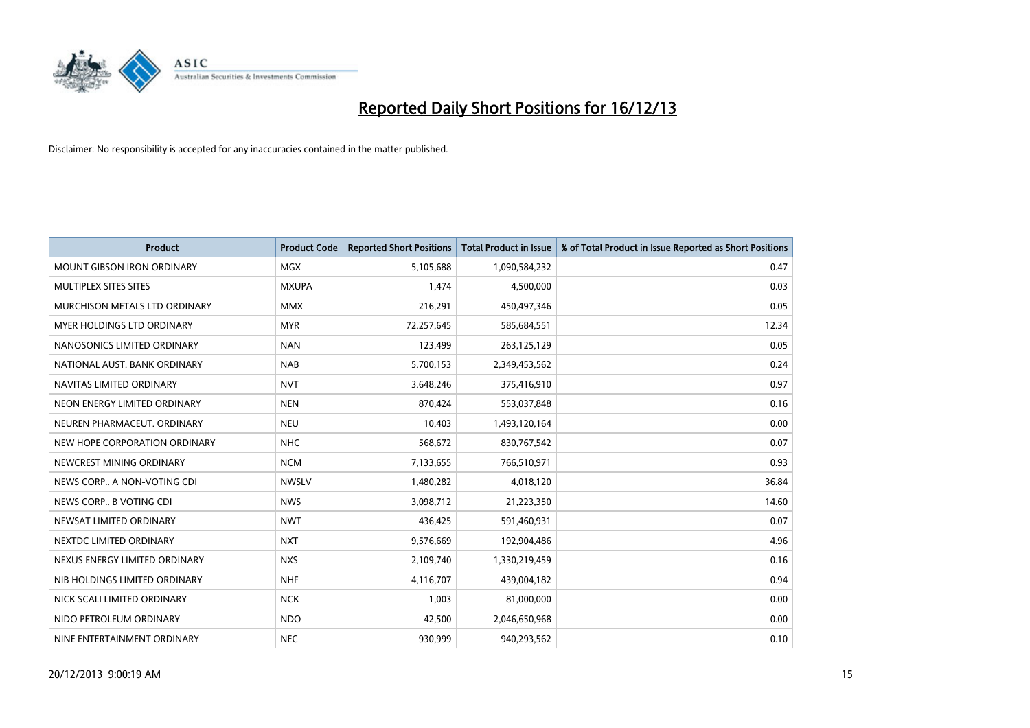# Reported Daily Short Positions for 16/12/13

Disclaimer: No responsibility is accepted for any inaccuracies contained in the matter published.

| Product | Product Code | Reported Short Positions | Total Product in Issue | % of Total Product in Issue Reported as Short Positions |
|---|---|---|---|---|
| MOUNT GIBSON IRON ORDINARY | MGX | 5,105,688 | 1,090,584,232 | 0.47 |
| MULTIPLEX SITES SITES | MXUPA | 1,474 | 4,500,000 | 0.03 |
| MURCHISON METALS LTD ORDINARY | MMX | 216,291 | 450,497,346 | 0.05 |
| MYER HOLDINGS LTD ORDINARY | MYR | 72,257,645 | 585,684,551 | 12.34 |
| NANOSONICS LIMITED ORDINARY | NAN | 123,499 | 263,125,129 | 0.05 |
| NATIONAL AUST. BANK ORDINARY | NAB | 5,700,153 | 2,349,453,562 | 0.24 |
| NAVITAS LIMITED ORDINARY | NVT | 3,648,246 | 375,416,910 | 0.97 |
| NEON ENERGY LIMITED ORDINARY | NEN | 870,424 | 553,037,848 | 0.16 |
| NEUREN PHARMACEUT. ORDINARY | NEU | 10,403 | 1,493,120,164 | 0.00 |
| NEW HOPE CORPORATION ORDINARY | NHC | 568,672 | 830,767,542 | 0.07 |
| NEWCREST MINING ORDINARY | NCM | 7,133,655 | 766,510,971 | 0.93 |
| NEWS CORP.. A NON-VOTING CDI | NWSLV | 1,480,282 | 4,018,120 | 36.84 |
| NEWS CORP.. B VOTING CDI | NWS | 3,098,712 | 21,223,350 | 14.60 |
| NEWSAT LIMITED ORDINARY | NWT | 436,425 | 591,460,931 | 0.07 |
| NEXTDC LIMITED ORDINARY | NXT | 9,576,669 | 192,904,486 | 4.96 |
| NEXUS ENERGY LIMITED ORDINARY | NXS | 2,109,740 | 1,330,219,459 | 0.16 |
| NIB HOLDINGS LIMITED ORDINARY | NHF | 4,116,707 | 439,004,182 | 0.94 |
| NICK SCALI LIMITED ORDINARY | NCK | 1,003 | 81,000,000 | 0.00 |
| NIDO PETROLEUM ORDINARY | NDO | 42,500 | 2,046,650,968 | 0.00 |
| NINE ENTERTAINMENT ORDINARY | NEC | 930,999 | 940,293,562 | 0.10 |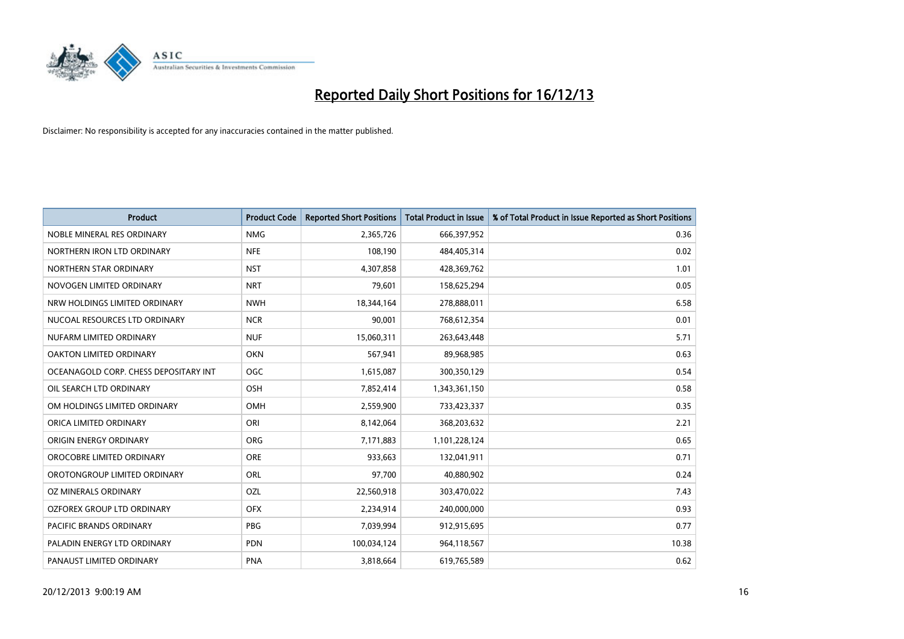# Reported Daily Short Positions for 16/12/13

Disclaimer: No responsibility is accepted for any inaccuracies contained in the matter published.

| Product | Product Code | Reported Short Positions | Total Product in Issue | % of Total Product in Issue Reported as Short Positions |
|---|---|---|---|---|
| NOBLE MINERAL RES ORDINARY | NMG | 2,365,726 | 666,397,952 | 0.36 |
| NORTHERN IRON LTD ORDINARY | NFE | 108,190 | 484,405,314 | 0.02 |
| NORTHERN STAR ORDINARY | NST | 4,307,858 | 428,369,762 | 1.01 |
| NOVOGEN LIMITED ORDINARY | NRT | 79,601 | 158,625,294 | 0.05 |
| NRW HOLDINGS LIMITED ORDINARY | NWH | 18,344,164 | 278,888,011 | 6.58 |
| NUCOAL RESOURCES LTD ORDINARY | NCR | 90,001 | 768,612,354 | 0.01 |
| NUFARM LIMITED ORDINARY | NUF | 15,060,311 | 263,643,448 | 5.71 |
| OAKTON LIMITED ORDINARY | OKN | 567,941 | 89,968,985 | 0.63 |
| OCEANAGOLD CORP. CHESS DEPOSITARY INT | OGC | 1,615,087 | 300,350,129 | 0.54 |
| OIL SEARCH LTD ORDINARY | OSH | 7,852,414 | 1,343,361,150 | 0.58 |
| OM HOLDINGS LIMITED ORDINARY | OMH | 2,559,900 | 733,423,337 | 0.35 |
| ORICA LIMITED ORDINARY | ORI | 8,142,064 | 368,203,632 | 2.21 |
| ORIGIN ENERGY ORDINARY | ORG | 7,171,883 | 1,101,228,124 | 0.65 |
| OROCOBRE LIMITED ORDINARY | ORE | 933,663 | 132,041,911 | 0.71 |
| OROTONGROUP LIMITED ORDINARY | ORL | 97,700 | 40,880,902 | 0.24 |
| OZ MINERALS ORDINARY | OZL | 22,560,918 | 303,470,022 | 7.43 |
| OZFOREX GROUP LTD ORDINARY | OFX | 2,234,914 | 240,000,000 | 0.93 |
| PACIFIC BRANDS ORDINARY | PBG | 7,039,994 | 912,915,695 | 0.77 |
| PALADIN ENERGY LTD ORDINARY | PDN | 100,034,124 | 964,118,567 | 10.38 |
| PANAUST LIMITED ORDINARY | PNA | 3,818,664 | 619,765,589 | 0.62 |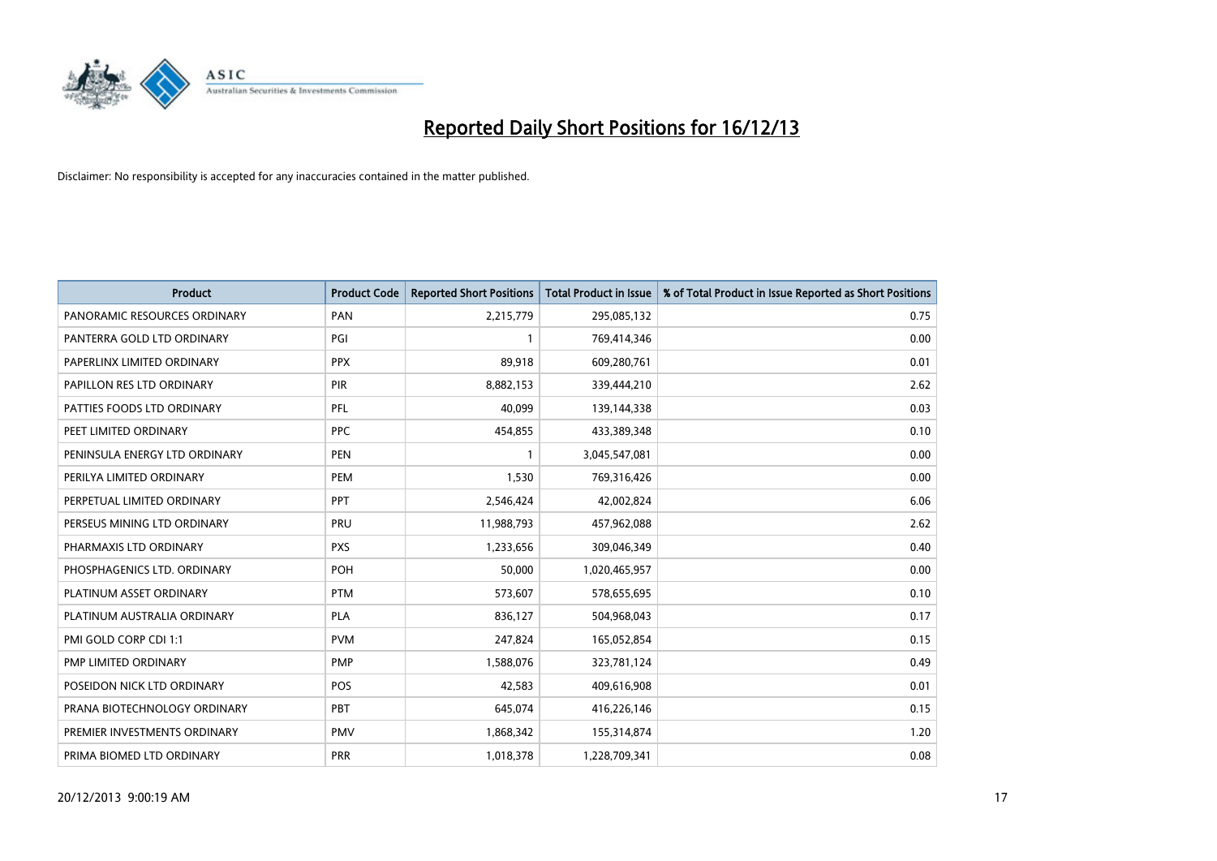# Reported Daily Short Positions for 16/12/13

Disclaimer: No responsibility is accepted for any inaccuracies contained in the matter published.

| Product | Product Code | Reported Short Positions | Total Product in Issue | % of Total Product in Issue Reported as Short Positions |
|---|---|---|---|---|
| PANORAMIC RESOURCES ORDINARY | PAN | 2,215,779 | 295,085,132 | 0.75 |
| PANTERRA GOLD LTD ORDINARY | PGI | 1 | 769,414,346 | 0.00 |
| PAPERLINX LIMITED ORDINARY | PPX | 89,918 | 609,280,761 | 0.01 |
| PAPILLON RES LTD ORDINARY | PIR | 8,882,153 | 339,444,210 | 2.62 |
| PATTIES FOODS LTD ORDINARY | PFL | 40,099 | 139,144,338 | 0.03 |
| PEET LIMITED ORDINARY | PPC | 454,855 | 433,389,348 | 0.10 |
| PENINSULA ENERGY LTD ORDINARY | PEN | 1 | 3,045,547,081 | 0.00 |
| PERILYA LIMITED ORDINARY | PEM | 1,530 | 769,316,426 | 0.00 |
| PERPETUAL LIMITED ORDINARY | PPT | 2,546,424 | 42,002,824 | 6.06 |
| PERSEUS MINING LTD ORDINARY | PRU | 11,988,793 | 457,962,088 | 2.62 |
| PHARMAXIS LTD ORDINARY | PXS | 1,233,656 | 309,046,349 | 0.40 |
| PHOSPHAGENICS LTD. ORDINARY | POH | 50,000 | 1,020,465,957 | 0.00 |
| PLATINUM ASSET ORDINARY | PTM | 573,607 | 578,655,695 | 0.10 |
| PLATINUM AUSTRALIA ORDINARY | PLA | 836,127 | 504,968,043 | 0.17 |
| PMI GOLD CORP CDI 1:1 | PVM | 247,824 | 165,052,854 | 0.15 |
| PMP LIMITED ORDINARY | PMP | 1,588,076 | 323,781,124 | 0.49 |
| POSEIDON NICK LTD ORDINARY | POS | 42,583 | 409,616,908 | 0.01 |
| PRANA BIOTECHNOLOGY ORDINARY | PBT | 645,074 | 416,226,146 | 0.15 |
| PREMIER INVESTMENTS ORDINARY | PMV | 1,868,342 | 155,314,874 | 1.20 |
| PRIMA BIOMED LTD ORDINARY | PRR | 1,018,378 | 1,228,709,341 | 0.08 |

20/12/2013 9:00:19 AM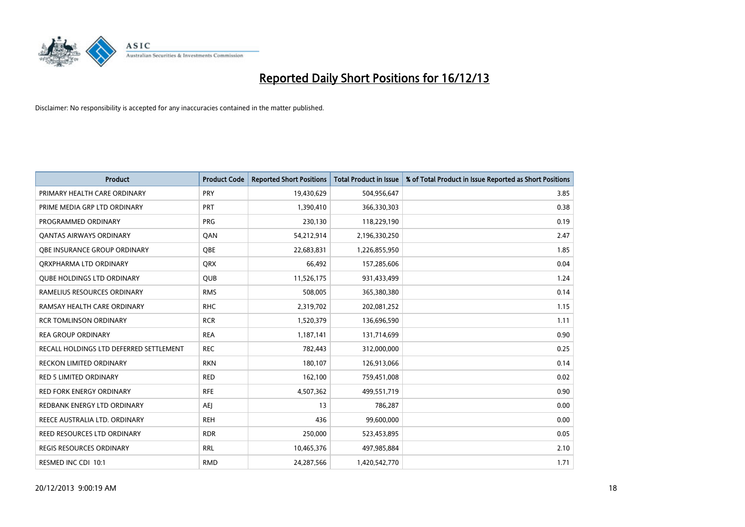# Reported Daily Short Positions for 16/12/13

Disclaimer: No responsibility is accepted for any inaccuracies contained in the matter published.

| Product | Product Code | Reported Short Positions | Total Product in Issue | % of Total Product in Issue Reported as Short Positions |
|---|---|---|---|---|
| PRIMARY HEALTH CARE ORDINARY | PRY | 19,430,629 | 504,956,647 | 3.85 |
| PRIME MEDIA GRP LTD ORDINARY | PRT | 1,390,410 | 366,330,303 | 0.38 |
| PROGRAMMED ORDINARY | PRG | 230,130 | 118,229,190 | 0.19 |
| QANTAS AIRWAYS ORDINARY | QAN | 54,212,914 | 2,196,330,250 | 2.47 |
| QBE INSURANCE GROUP ORDINARY | QBE | 22,683,831 | 1,226,855,950 | 1.85 |
| QRXPHARMA LTD ORDINARY | QRX | 66,492 | 157,285,606 | 0.04 |
| QUBE HOLDINGS LTD ORDINARY | QUB | 11,526,175 | 931,433,499 | 1.24 |
| RAMELIUS RESOURCES ORDINARY | RMS | 508,005 | 365,380,380 | 0.14 |
| RAMSAY HEALTH CARE ORDINARY | RHC | 2,319,702 | 202,081,252 | 1.15 |
| RCR TOMLINSON ORDINARY | RCR | 1,520,379 | 136,696,590 | 1.11 |
| REA GROUP ORDINARY | REA | 1,187,141 | 131,714,699 | 0.90 |
| RECALL HOLDINGS LTD DEFERRED SETTLEMENT | REC | 782,443 | 312,000,000 | 0.25 |
| RECKON LIMITED ORDINARY | RKN | 180,107 | 126,913,066 | 0.14 |
| RED 5 LIMITED ORDINARY | RED | 162,100 | 759,451,008 | 0.02 |
| RED FORK ENERGY ORDINARY | RFE | 4,507,362 | 499,551,719 | 0.90 |
| REDBANK ENERGY LTD ORDINARY | AEJ | 13 | 786,287 | 0.00 |
| REECE AUSTRALIA LTD. ORDINARY | REH | 436 | 99,600,000 | 0.00 |
| REED RESOURCES LTD ORDINARY | RDR | 250,000 | 523,453,895 | 0.05 |
| REGIS RESOURCES ORDINARY | RRL | 10,465,376 | 497,985,884 | 2.10 |
| RESMED INC CDI 10:1 | RMD | 24,287,566 | 1,420,542,770 | 1.71 |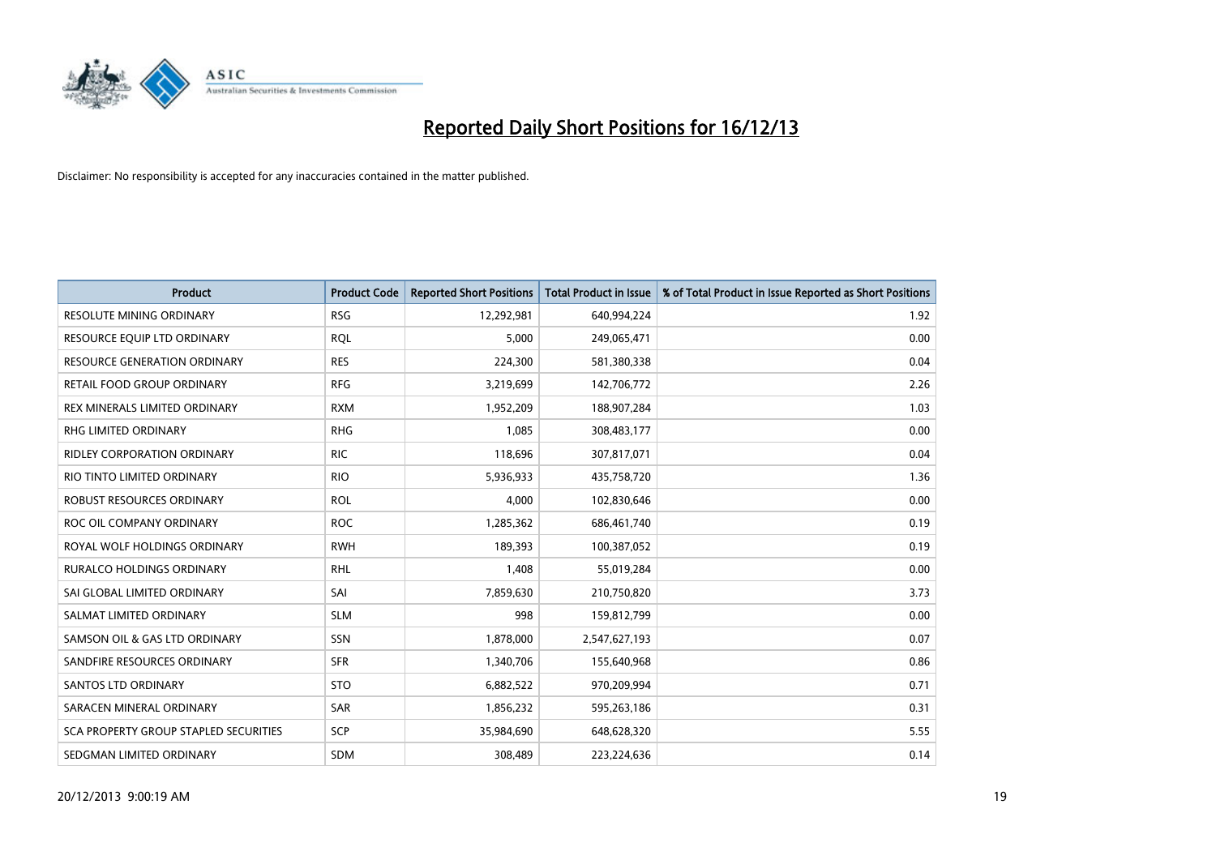# Reported Daily Short Positions for 16/12/13

Disclaimer: No responsibility is accepted for any inaccuracies contained in the matter published.

| Product | Product Code | Reported Short Positions | Total Product in Issue | % of Total Product in Issue Reported as Short Positions |
|---|---|---|---|---|
| RESOLUTE MINING ORDINARY | RSG | 12,292,981 | 640,994,224 | 1.92 |
| RESOURCE EQUIP LTD ORDINARY | RQL | 5,000 | 249,065,471 | 0.00 |
| RESOURCE GENERATION ORDINARY | RES | 224,300 | 581,380,338 | 0.04 |
| RETAIL FOOD GROUP ORDINARY | RFG | 3,219,699 | 142,706,772 | 2.26 |
| REX MINERALS LIMITED ORDINARY | RXM | 1,952,209 | 188,907,284 | 1.03 |
| RHG LIMITED ORDINARY | RHG | 1,085 | 308,483,177 | 0.00 |
| RIDLEY CORPORATION ORDINARY | RIC | 118,696 | 307,817,071 | 0.04 |
| RIO TINTO LIMITED ORDINARY | RIO | 5,936,933 | 435,758,720 | 1.36 |
| ROBUST RESOURCES ORDINARY | ROL | 4,000 | 102,830,646 | 0.00 |
| ROC OIL COMPANY ORDINARY | ROC | 1,285,362 | 686,461,740 | 0.19 |
| ROYAL WOLF HOLDINGS ORDINARY | RWH | 189,393 | 100,387,052 | 0.19 |
| RURALCO HOLDINGS ORDINARY | RHL | 1,408 | 55,019,284 | 0.00 |
| SAI GLOBAL LIMITED ORDINARY | SAI | 7,859,630 | 210,750,820 | 3.73 |
| SALMAT LIMITED ORDINARY | SLM | 998 | 159,812,799 | 0.00 |
| SAMSON OIL & GAS LTD ORDINARY | SSN | 1,878,000 | 2,547,627,193 | 0.07 |
| SANDFIRE RESOURCES ORDINARY | SFR | 1,340,706 | 155,640,968 | 0.86 |
| SANTOS LTD ORDINARY | STO | 6,882,522 | 970,209,994 | 0.71 |
| SARACEN MINERAL ORDINARY | SAR | 1,856,232 | 595,263,186 | 0.31 |
| SCA PROPERTY GROUP STAPLED SECURITIES | SCP | 35,984,690 | 648,628,320 | 5.55 |
| SEDGMAN LIMITED ORDINARY | SDM | 308,489 | 223,224,636 | 0.14 |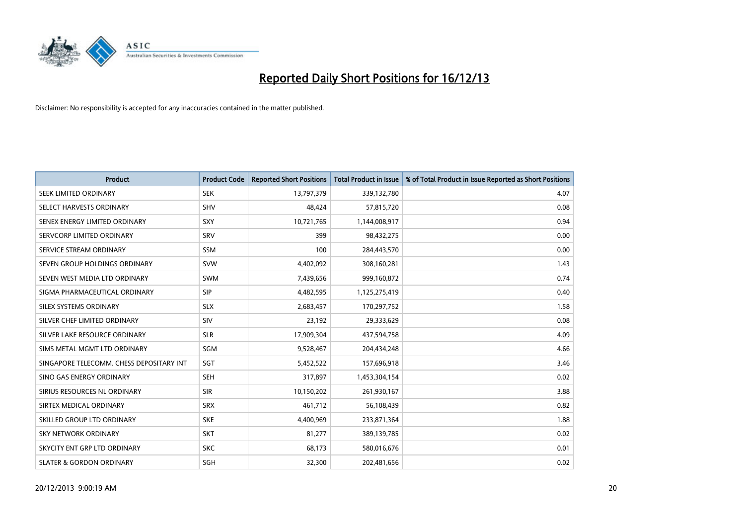# Reported Daily Short Positions for 16/12/13

Disclaimer: No responsibility is accepted for any inaccuracies contained in the matter published.

| Product | Product Code | Reported Short Positions | Total Product in Issue | % of Total Product in Issue Reported as Short Positions |
|---|---|---|---|---|
| SEEK LIMITED ORDINARY | SEK | 13,797,379 | 339,132,780 | 4.07 |
| SELECT HARVESTS ORDINARY | SHV | 48,424 | 57,815,720 | 0.08 |
| SENEX ENERGY LIMITED ORDINARY | SXY | 10,721,765 | 1,144,008,917 | 0.94 |
| SERVCORP LIMITED ORDINARY | SRV | 399 | 98,432,275 | 0.00 |
| SERVICE STREAM ORDINARY | SSM | 100 | 284,443,570 | 0.00 |
| SEVEN GROUP HOLDINGS ORDINARY | SVW | 4,402,092 | 308,160,281 | 1.43 |
| SEVEN WEST MEDIA LTD ORDINARY | SWM | 7,439,656 | 999,160,872 | 0.74 |
| SIGMA PHARMACEUTICAL ORDINARY | SIP | 4,482,595 | 1,125,275,419 | 0.40 |
| SILEX SYSTEMS ORDINARY | SLX | 2,683,457 | 170,297,752 | 1.58 |
| SILVER CHEF LIMITED ORDINARY | SIV | 23,192 | 29,333,629 | 0.08 |
| SILVER LAKE RESOURCE ORDINARY | SLR | 17,909,304 | 437,594,758 | 4.09 |
| SIMS METAL MGMT LTD ORDINARY | SGM | 9,528,467 | 204,434,248 | 4.66 |
| SINGAPORE TELECOMM. CHESS DEPOSITARY INT | SGT | 5,452,522 | 157,696,918 | 3.46 |
| SINO GAS ENERGY ORDINARY | SEH | 317,897 | 1,453,304,154 | 0.02 |
| SIRIUS RESOURCES NL ORDINARY | SIR | 10,150,202 | 261,930,167 | 3.88 |
| SIRTEX MEDICAL ORDINARY | SRX | 461,712 | 56,108,439 | 0.82 |
| SKILLED GROUP LTD ORDINARY | SKE | 4,400,969 | 233,871,364 | 1.88 |
| SKY NETWORK ORDINARY | SKT | 81,277 | 389,139,785 | 0.02 |
| SKYCITY ENT GRP LTD ORDINARY | SKC | 68,173 | 580,016,676 | 0.01 |
| SLATER & GORDON ORDINARY | SGH | 32,300 | 202,481,656 | 0.02 |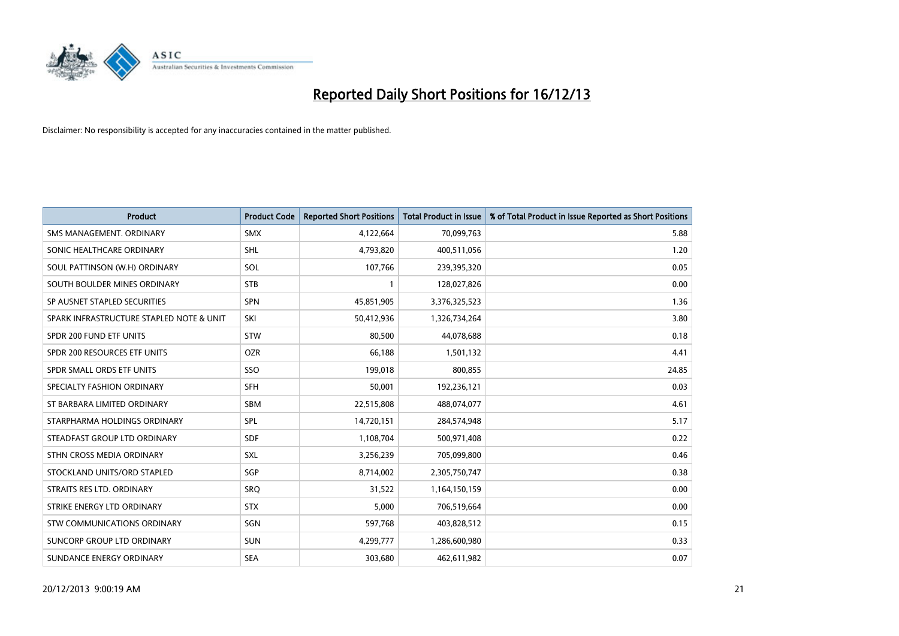# Reported Daily Short Positions for 16/12/13

Disclaimer: No responsibility is accepted for any inaccuracies contained in the matter published.

| Product | Product Code | Reported Short Positions | Total Product in Issue | % of Total Product in Issue Reported as Short Positions |
| --- | --- | --- | --- | --- |
| SMS MANAGEMENT. ORDINARY | SMX | 4,122,664 | 70,099,763 | 5.88 |
| SONIC HEALTHCARE ORDINARY | SHL | 4,793,820 | 400,511,056 | 1.20 |
| SOUL PATTINSON (W.H) ORDINARY | SOL | 107,766 | 239,395,320 | 0.05 |
| SOUTH BOULDER MINES ORDINARY | STB | 1 | 128,027,826 | 0.00 |
| SP AUSNET STAPLED SECURITIES | SPN | 45,851,905 | 3,376,325,523 | 1.36 |
| SPARK INFRASTRUCTURE STAPLED NOTE & UNIT | SKI | 50,412,936 | 1,326,734,264 | 3.80 |
| SPDR 200 FUND ETF UNITS | STW | 80,500 | 44,078,688 | 0.18 |
| SPDR 200 RESOURCES ETF UNITS | OZR | 66,188 | 1,501,132 | 4.41 |
| SPDR SMALL ORDS ETF UNITS | SSO | 199,018 | 800,855 | 24.85 |
| SPECIALTY FASHION ORDINARY | SFH | 50,001 | 192,236,121 | 0.03 |
| ST BARBARA LIMITED ORDINARY | SBM | 22,515,808 | 488,074,077 | 4.61 |
| STARPHARMA HOLDINGS ORDINARY | SPL | 14,720,151 | 284,574,948 | 5.17 |
| STEADFAST GROUP LTD ORDINARY | SDF | 1,108,704 | 500,971,408 | 0.22 |
| STHN CROSS MEDIA ORDINARY | SXL | 3,256,239 | 705,099,800 | 0.46 |
| STOCKLAND UNITS/ORD STAPLED | SGP | 8,714,002 | 2,305,750,747 | 0.38 |
| STRAITS RES LTD. ORDINARY | SRQ | 31,522 | 1,164,150,159 | 0.00 |
| STRIKE ENERGY LTD ORDINARY | STX | 5,000 | 706,519,664 | 0.00 |
| STW COMMUNICATIONS ORDINARY | SGN | 597,768 | 403,828,512 | 0.15 |
| SUNCORP GROUP LTD ORDINARY | SUN | 4,299,777 | 1,286,600,980 | 0.33 |
| SUNDANCE ENERGY ORDINARY | SEA | 303,680 | 462,611,982 | 0.07 |

20/12/2013 9:00:19 AM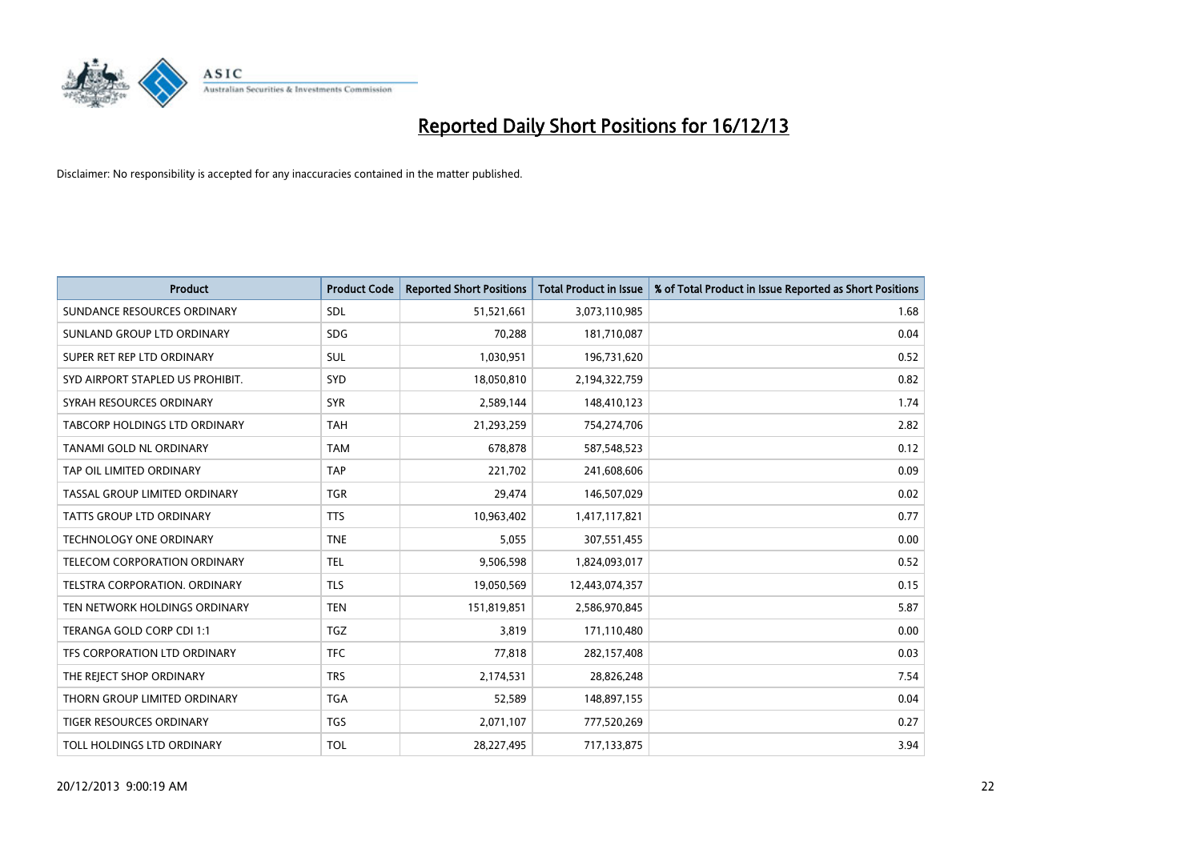# Reported Daily Short Positions for 16/12/13

Disclaimer: No responsibility is accepted for any inaccuracies contained in the matter published.

| Product | Product Code | Reported Short Positions | Total Product in Issue | % of Total Product in Issue Reported as Short Positions |
|---|---|---|---|---|
| SUNDANCE RESOURCES ORDINARY | SDL | 51,521,661 | 3,073,110,985 | 1.68 |
| SUNLAND GROUP LTD ORDINARY | SDG | 70,288 | 181,710,087 | 0.04 |
| SUPER RET REP LTD ORDINARY | SUL | 1,030,951 | 196,731,620 | 0.52 |
| SYD AIRPORT STAPLED US PROHIBIT. | SYD | 18,050,810 | 2,194,322,759 | 0.82 |
| SYRAH RESOURCES ORDINARY | SYR | 2,589,144 | 148,410,123 | 1.74 |
| TABCORP HOLDINGS LTD ORDINARY | TAH | 21,293,259 | 754,274,706 | 2.82 |
| TANAMI GOLD NL ORDINARY | TAM | 678,878 | 587,548,523 | 0.12 |
| TAP OIL LIMITED ORDINARY | TAP | 221,702 | 241,608,606 | 0.09 |
| TASSAL GROUP LIMITED ORDINARY | TGR | 29,474 | 146,507,029 | 0.02 |
| TATTS GROUP LTD ORDINARY | TTS | 10,963,402 | 1,417,117,821 | 0.77 |
| TECHNOLOGY ONE ORDINARY | TNE | 5,055 | 307,551,455 | 0.00 |
| TELECOM CORPORATION ORDINARY | TEL | 9,506,598 | 1,824,093,017 | 0.52 |
| TELSTRA CORPORATION. ORDINARY | TLS | 19,050,569 | 12,443,074,357 | 0.15 |
| TEN NETWORK HOLDINGS ORDINARY | TEN | 151,819,851 | 2,586,970,845 | 5.87 |
| TERANGA GOLD CORP CDI 1:1 | TGZ | 3,819 | 171,110,480 | 0.00 |
| TFS CORPORATION LTD ORDINARY | TFC | 77,818 | 282,157,408 | 0.03 |
| THE REJECT SHOP ORDINARY | TRS | 2,174,531 | 28,826,248 | 7.54 |
| THORN GROUP LIMITED ORDINARY | TGA | 52,589 | 148,897,155 | 0.04 |
| TIGER RESOURCES ORDINARY | TGS | 2,071,107 | 777,520,269 | 0.27 |
| TOLL HOLDINGS LTD ORDINARY | TOL | 28,227,495 | 717,133,875 | 3.94 |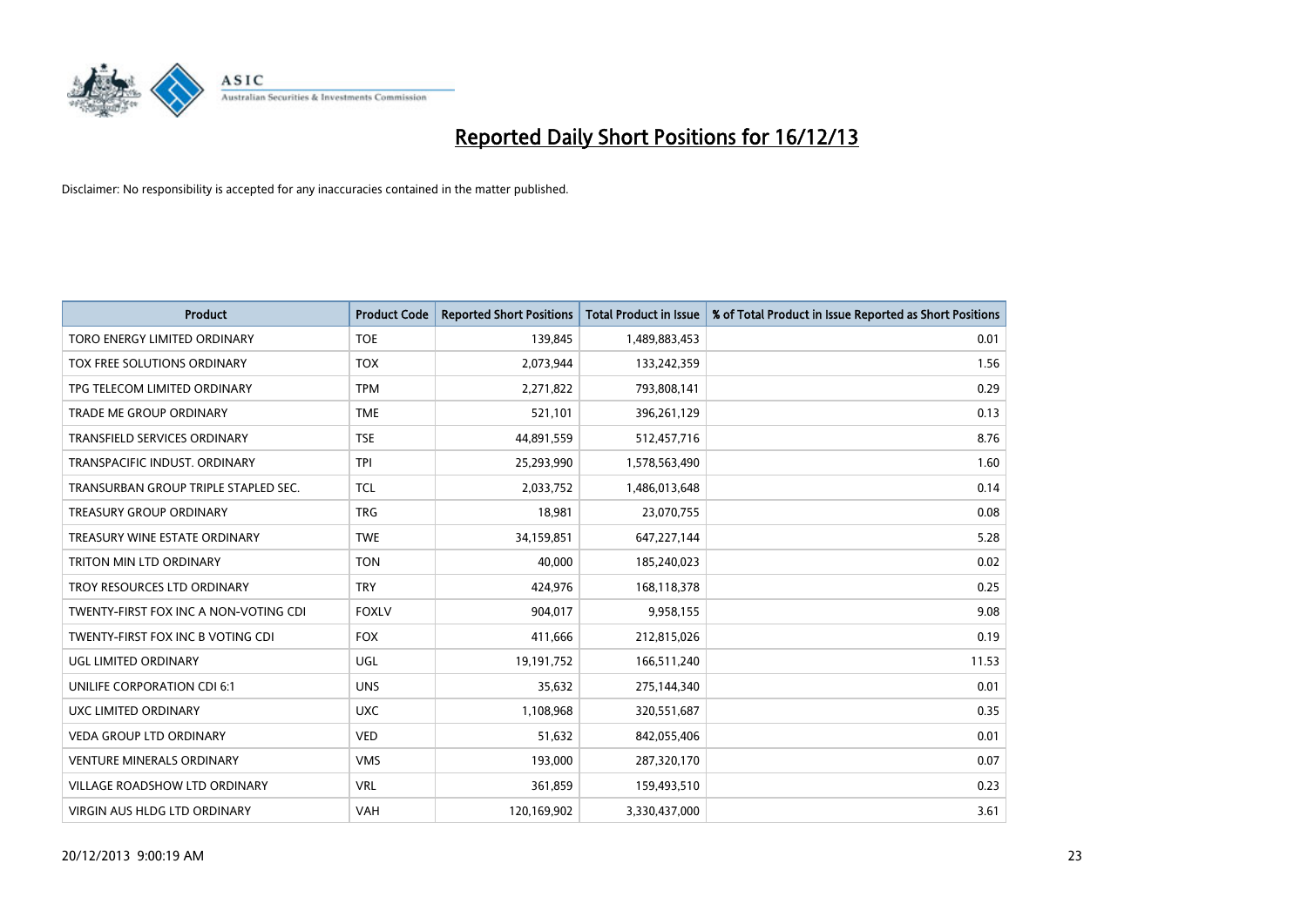# Reported Daily Short Positions for 16/12/13

Disclaimer: No responsibility is accepted for any inaccuracies contained in the matter published.

| Product | Product Code | Reported Short Positions | Total Product in Issue | % of Total Product in Issue Reported as Short Positions |
|---|---|---|---|---|
| TORO ENERGY LIMITED ORDINARY | TOE | 139,845 | 1,489,883,453 | 0.01 |
| TOX FREE SOLUTIONS ORDINARY | TOX | 2,073,944 | 133,242,359 | 1.56 |
| TPG TELECOM LIMITED ORDINARY | TPM | 2,271,822 | 793,808,141 | 0.29 |
| TRADE ME GROUP ORDINARY | TME | 521,101 | 396,261,129 | 0.13 |
| TRANSFIELD SERVICES ORDINARY | TSE | 44,891,559 | 512,457,716 | 8.76 |
| TRANSPACIFIC INDUST. ORDINARY | TPI | 25,293,990 | 1,578,563,490 | 1.60 |
| TRANSURBAN GROUP TRIPLE STAPLED SEC. | TCL | 2,033,752 | 1,486,013,648 | 0.14 |
| TREASURY GROUP ORDINARY | TRG | 18,981 | 23,070,755 | 0.08 |
| TREASURY WINE ESTATE ORDINARY | TWE | 34,159,851 | 647,227,144 | 5.28 |
| TRITON MIN LTD ORDINARY | TON | 40,000 | 185,240,023 | 0.02 |
| TROY RESOURCES LTD ORDINARY | TRY | 424,976 | 168,118,378 | 0.25 |
| TWENTY-FIRST FOX INC A NON-VOTING CDI | FOXLV | 904,017 | 9,958,155 | 9.08 |
| TWENTY-FIRST FOX INC B VOTING CDI | FOX | 411,666 | 212,815,026 | 0.19 |
| UGL LIMITED ORDINARY | UGL | 19,191,752 | 166,511,240 | 11.53 |
| UNILIFE CORPORATION CDI 6:1 | UNS | 35,632 | 275,144,340 | 0.01 |
| UXC LIMITED ORDINARY | UXC | 1,108,968 | 320,551,687 | 0.35 |
| VEDA GROUP LTD ORDINARY | VED | 51,632 | 842,055,406 | 0.01 |
| VENTURE MINERALS ORDINARY | VMS | 193,000 | 287,320,170 | 0.07 |
| VILLAGE ROADSHOW LTD ORDINARY | VRL | 361,859 | 159,493,510 | 0.23 |
| VIRGIN AUS HLDG LTD ORDINARY | VAH | 120,169,902 | 3,330,437,000 | 3.61 |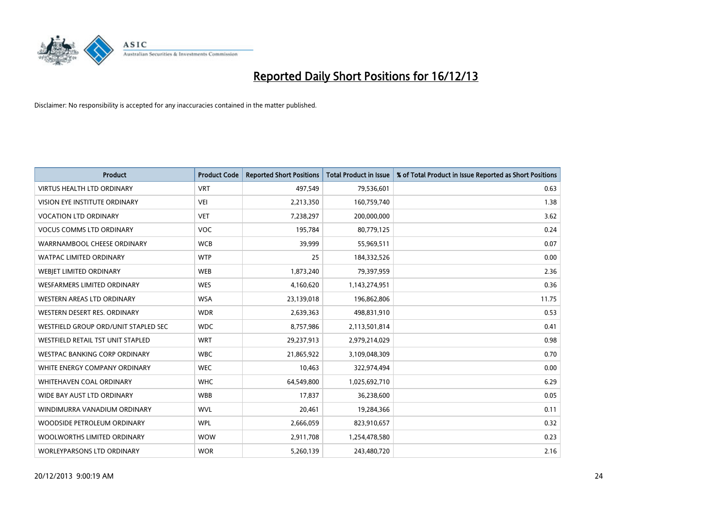# Reported Daily Short Positions for 16/12/13

Disclaimer: No responsibility is accepted for any inaccuracies contained in the matter published.

| Product | Product Code | Reported Short Positions | Total Product in Issue | % of Total Product in Issue Reported as Short Positions |
|---|---|---|---|---|
| VIRTUS HEALTH LTD ORDINARY | VRT | 497,549 | 79,536,601 | 0.63 |
| VISION EYE INSTITUTE ORDINARY | VEI | 2,213,350 | 160,759,740 | 1.38 |
| VOCATION LTD ORDINARY | VET | 7,238,297 | 200,000,000 | 3.62 |
| VOCUS COMMS LTD ORDINARY | VOC | 195,784 | 80,779,125 | 0.24 |
| WARRNAMBOOL CHEESE ORDINARY | WCB | 39,999 | 55,969,511 | 0.07 |
| WATPAC LIMITED ORDINARY | WTP | 25 | 184,332,526 | 0.00 |
| WEBJET LIMITED ORDINARY | WEB | 1,873,240 | 79,397,959 | 2.36 |
| WESFARMERS LIMITED ORDINARY | WES | 4,160,620 | 1,143,274,951 | 0.36 |
| WESTERN AREAS LTD ORDINARY | WSA | 23,139,018 | 196,862,806 | 11.75 |
| WESTERN DESERT RES. ORDINARY | WDR | 2,639,363 | 498,831,910 | 0.53 |
| WESTFIELD GROUP ORD/UNIT STAPLED SEC | WDC | 8,757,986 | 2,113,501,814 | 0.41 |
| WESTFIELD RETAIL TST UNIT STAPLED | WRT | 29,237,913 | 2,979,214,029 | 0.98 |
| WESTPAC BANKING CORP ORDINARY | WBC | 21,865,922 | 3,109,048,309 | 0.70 |
| WHITE ENERGY COMPANY ORDINARY | WEC | 10,463 | 322,974,494 | 0.00 |
| WHITEHAVEN COAL ORDINARY | WHC | 64,549,800 | 1,025,692,710 | 6.29 |
| WIDE BAY AUST LTD ORDINARY | WBB | 17,837 | 36,238,600 | 0.05 |
| WINDIMURRA VANADIUM ORDINARY | WVL | 20,461 | 19,284,366 | 0.11 |
| WOODSIDE PETROLEUM ORDINARY | WPL | 2,666,059 | 823,910,657 | 0.32 |
| WOOLWORTHS LIMITED ORDINARY | WOW | 2,911,708 | 1,254,478,580 | 0.23 |
| WORLEYPARSONS LTD ORDINARY | WOR | 5,260,139 | 243,480,720 | 2.16 |

20/12/2013 9:00:19 AM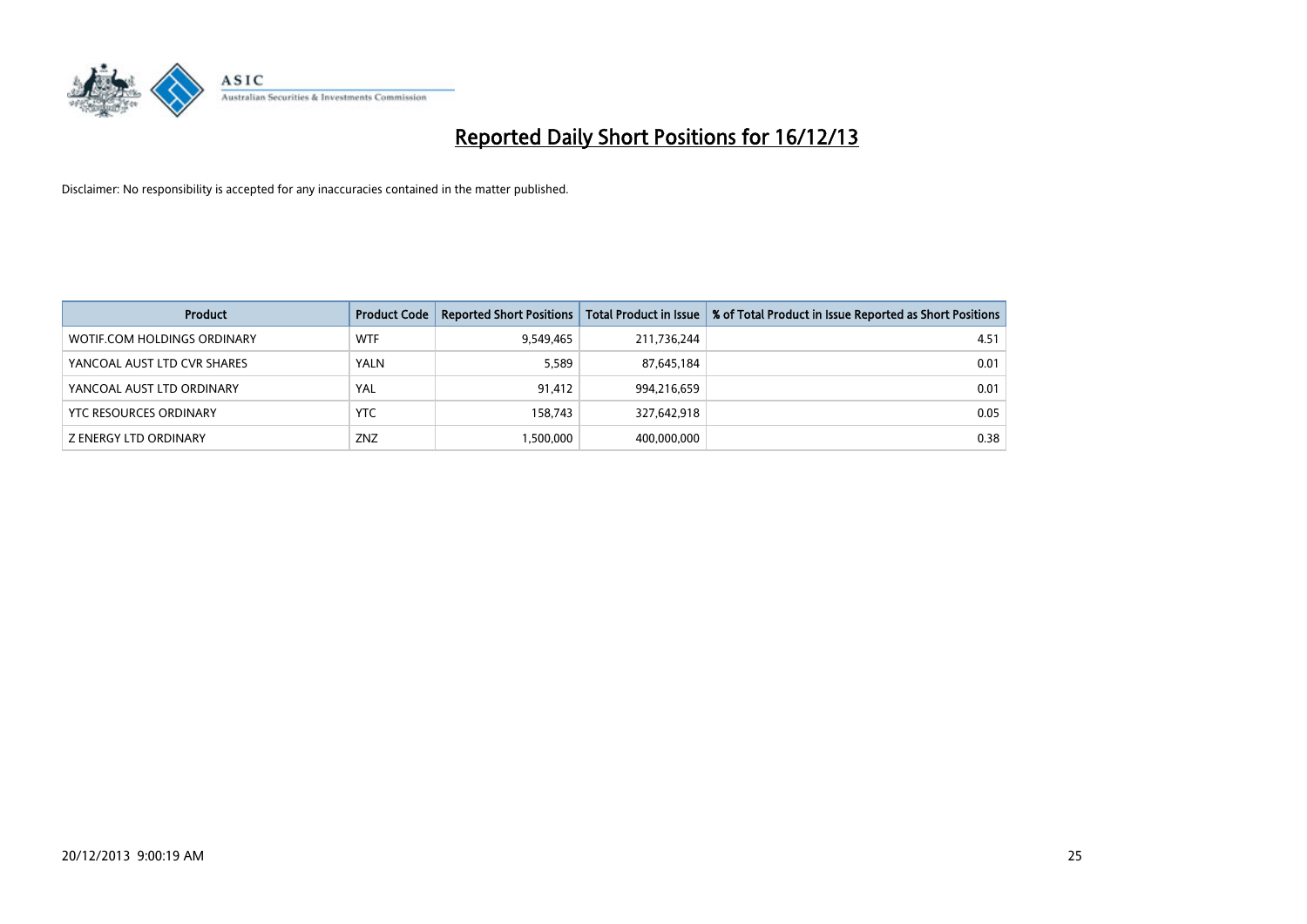# Reported Daily Short Positions for 16/12/13

Disclaimer: No responsibility is accepted for any inaccuracies contained in the matter published.

| Product | Product Code | Reported Short Positions | Total Product in Issue | % of Total Product in Issue Reported as Short Positions |
|---|---|---|---|---|
| WOTIF.COM HOLDINGS ORDINARY | WTF | 9,549,465 | 211,736,244 | 4.51 |
| YANCOAL AUST LTD CVR SHARES | YALN | 5,589 | 87,645,184 | 0.01 |
| YANCOAL AUST LTD ORDINARY | YAL | 91,412 | 994,216,659 | 0.01 |
| YTC RESOURCES ORDINARY | YTC | 158,743 | 327,642,918 | 0.05 |
| Z ENERGY LTD ORDINARY | ZNZ | 1,500,000 | 400,000,000 | 0.38 |

20/12/2013 9:00:19 AM